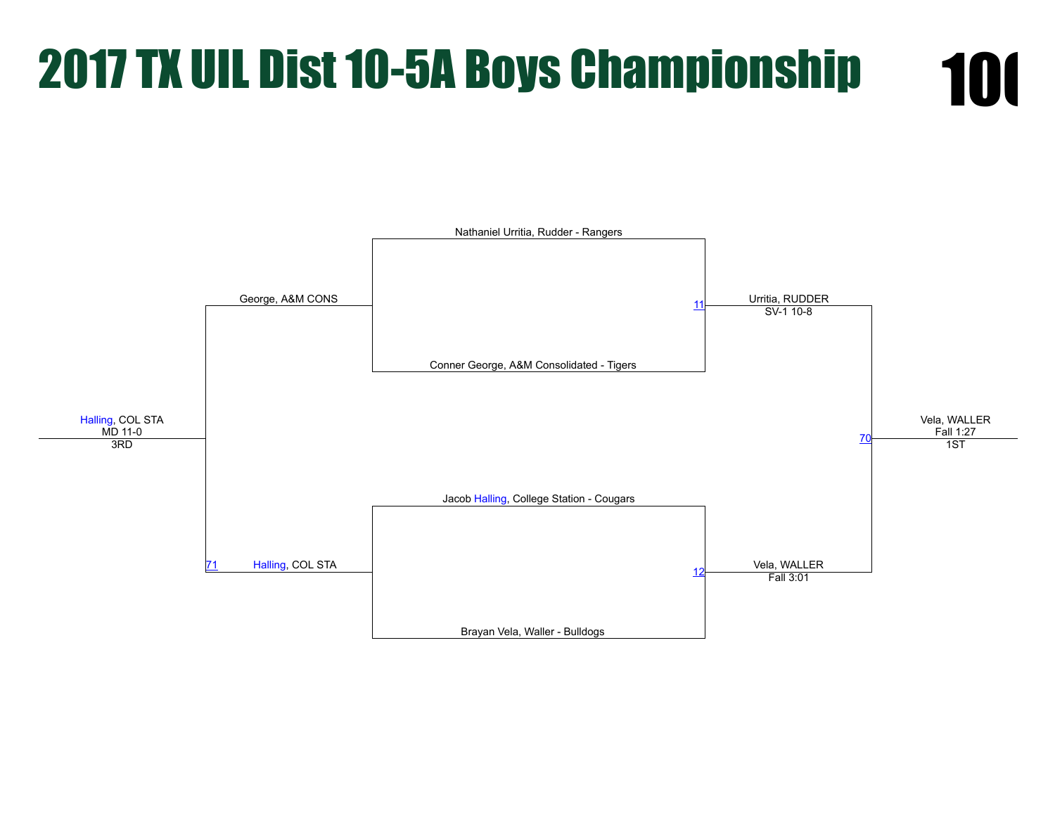# 2017 TX UIL Dist 10-5A Boys Championship

100

Nathaniel Urritia, Rudder - Rangers

Conner George, A&M Consolidated - Tigers

11 Urritia, RUDDER
SV-1 10-8

Jacob Halling, College Station - Cougars

Brayan Vela, Waller - Bulldogs

12 Vela, WALLER
Fall 3:01

70 Vela, WALLER
Fall 1:27
1ST

George, A&M CONS

71 Halling, COL STA

Halling, COL STA
MD 11-0
3RD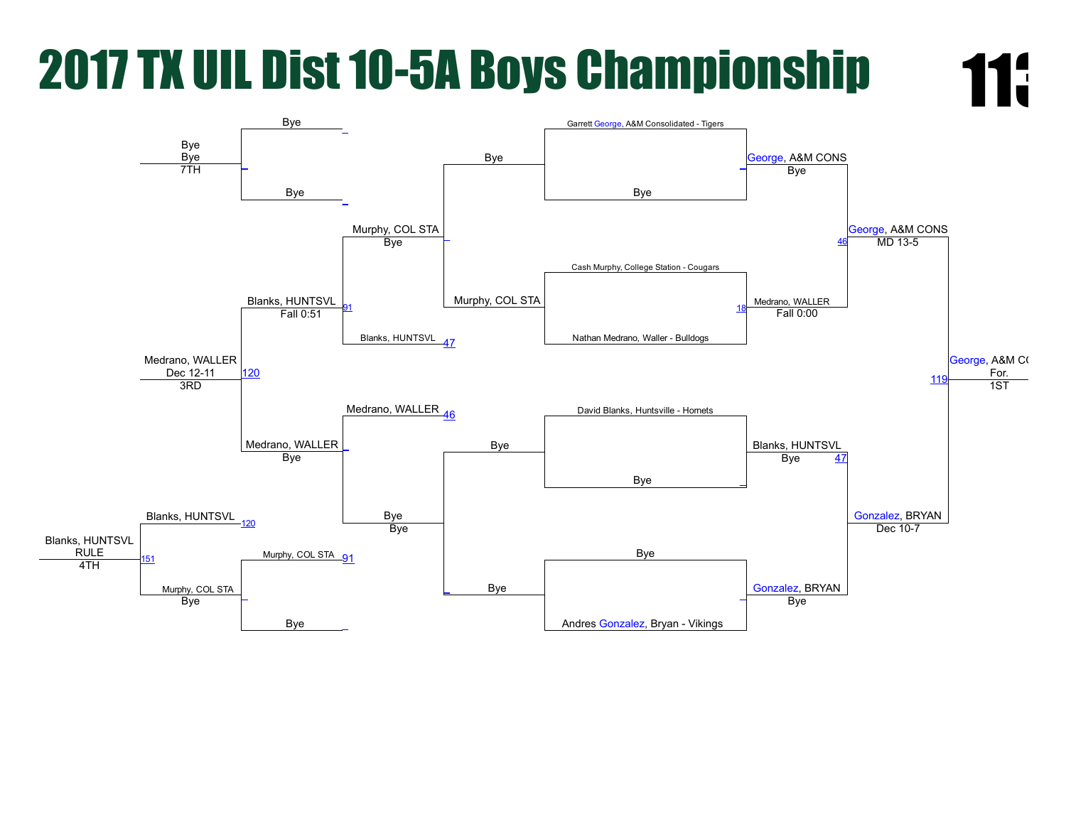# 2017 TX UIL Dist 10-5A Boys Championship

113

## Championship Bracket

**First round**

- Garrett George, A&M Consolidated - Tigers vs Bye → George, A&M CONS (Bye)
- Cash Murphy, College Station - Cougars vs Nathan Medrano, Waller - Bulldogs → Medrano, WALLER (Fall 0:00) [18]
- David Blanks, Huntsville - Hornets vs Bye → Blanks, HUNTSVL (Bye) [47]
- Bye vs Andres Gonzalez, Bryan - Vikings → Gonzalez, BRYAN (Bye)

**Semifinals**

- George, A&M CONS vs Medrano, WALLER → George, A&M CONS (MD 13-5) [46]
- Blanks, HUNTSVL vs Gonzalez, BRYAN → Gonzalez, BRYAN (Dec 10-7)

**Final**

- George, A&M CONS vs Gonzalez, BRYAN → George, A&M CONS (For.) [119] — 1ST

## Consolation Bracket

**Consolation first round**

- Bye vs Murphy, COL STA → Murphy, COL STA (Bye)
- Bye vs Bye → Bye (Bye)

**Consolation second round**

- Murphy, COL STA vs Blanks, HUNTSVL [47] → Blanks, HUNTSVL (Fall 0:51) [91]
- Medrano, WALLER [46] vs Bye → Medrano, WALLER (Bye)

**Third place**

- Blanks, HUNTSVL vs Medrano, WALLER → Medrano, WALLER (Dec 12-11) [120] — 3RD

**Seventh place**

- Bye vs Bye → Bye (Bye) — 7TH

**Fourth place**

- Murphy, COL STA [91] vs Bye → Murphy, COL STA (Bye)
- Blanks, HUNTSVL [120] vs Murphy, COL STA → Blanks, HUNTSVL (RULE) [151] — 4TH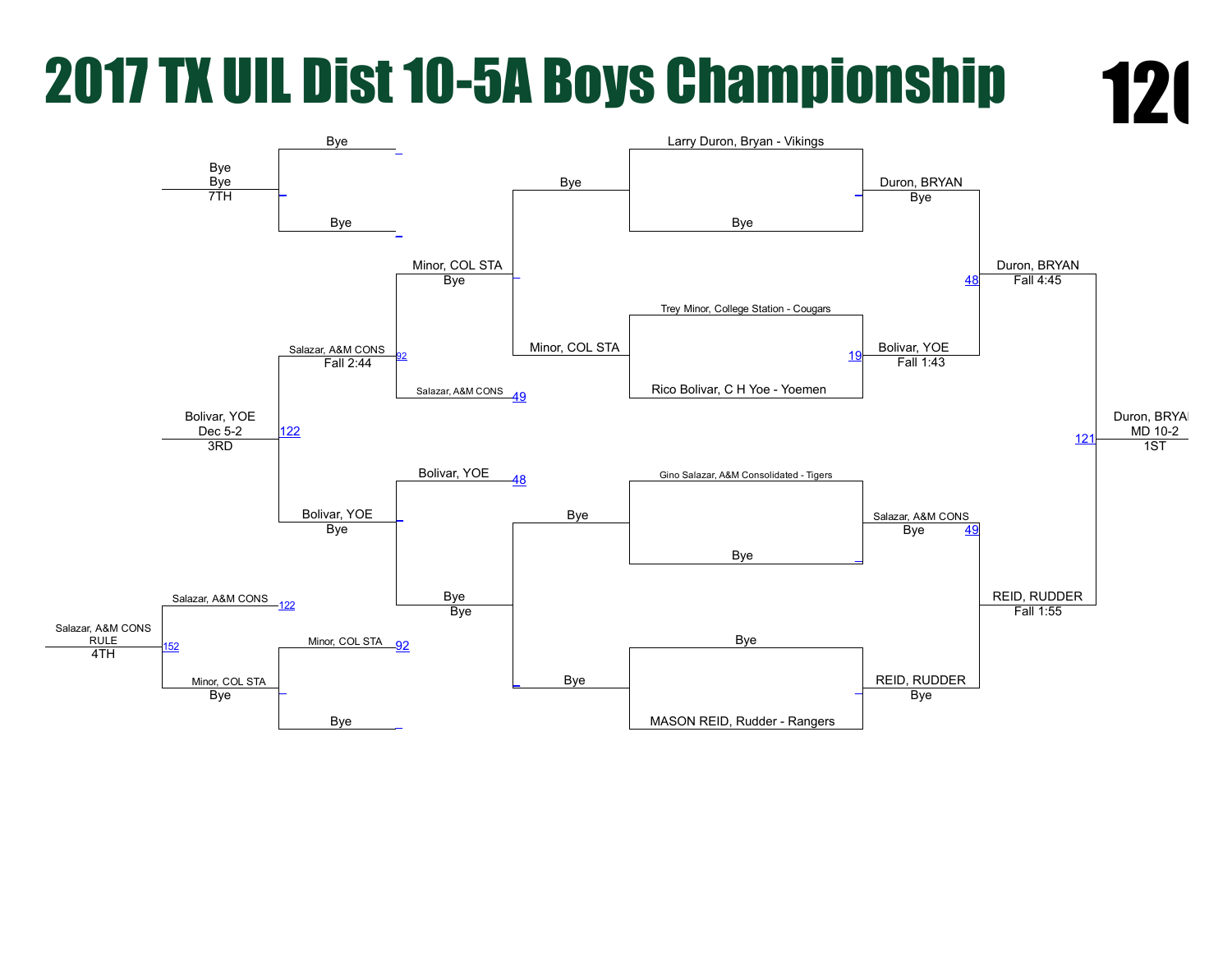# 2017 TX UIL Dist 10-5A Boys Championship

120

## Championship Bracket

| Round | Match | Wrestler 1 | Wrestler 2 | Winner | Result |
|---|---|---|---|---|---|
| First Round | | Larry Duron, Bryan - Vikings | Bye | Duron, BRYAN | Bye |
| First Round | 19 | Trey Minor, College Station - Cougars | Rico Bolivar, C H Yoe - Yoemen | Bolivar, YOE | Fall 1:43 |
| First Round | 49 | Gino Salazar, A&M Consolidated - Tigers | Bye | Salazar, A&M CONS | Bye |
| First Round | | Bye | MASON REID, Rudder - Rangers | REID, RUDDER | Bye |
| Semifinals | 48 | Duron, BRYAN | Bolivar, YOE | Duron, BRYAN | Fall 4:45 |
| Semifinals | | Salazar, A&M CONS | REID, RUDDER | REID, RUDDER | Fall 1:55 |
| Final | 121 | Duron, BRYAN | REID, RUDDER | Duron, BRYAN (1ST) | MD 10-2 |

## Consolation Bracket

| Round | Match | Wrestler 1 | Wrestler 2 | Winner | Result |
|---|---|---|---|---|---|
| | | Bye | Minor, COL STA | Minor, COL STA | Bye |
| | | Bye | Bolivar, YOE (48) | Bolivar, YOE | Bye |
| | 49 | Minor, COL STA | Salazar, A&M CONS | Salazar, A&M CONS | Fall 2:44 |
| | | Bye | Bye | Bye | Bye |
| 3rd Place | 122 | Salazar, A&M CONS | Bolivar, YOE | Bolivar, YOE (3RD) | Dec 5-2 |
| 7th Place | | Bye | Bye | Bye (7TH) | Bye |
| 5th Place | 92 | Minor, COL STA | Bye | Minor, COL STA | Bye |
| 4th Place | 152 | Salazar, A&M CONS (122) | Minor, COL STA | Salazar, A&M CONS (4TH) | RULE |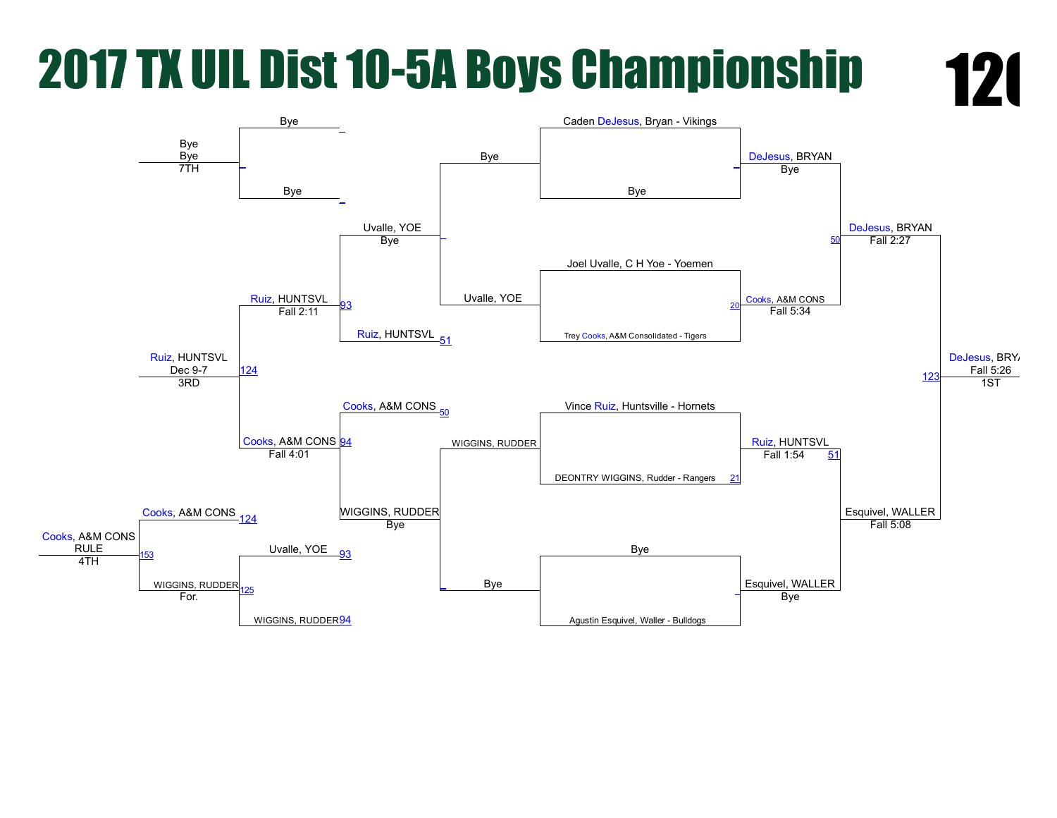# 2017 TX UIL Dist 10-5A Boys Championship

120

## Championship Bracket

**First Round**

- Caden DeJesus, Bryan - Vikings vs. Bye → DeJesus, BRYAN (Bye)
- Joel Uvalle, C H Yoe - Yoemen vs. Trey Cooks, A&M Consolidated - Tigers (20) → Cooks, A&M CONS (Fall 5:34)
- Vince Ruiz, Huntsville - Hornets vs. DEONTRY WIGGINS, Rudder - Rangers (21) → Ruiz, HUNTSVL (Fall 1:54)
- Bye vs. Agustin Esquivel, Waller - Bulldogs → Esquivel, WALLER (Bye)

**Semifinals**

- DeJesus, BRYAN vs. Cooks, A&M CONS (50) → DeJesus, BRYAN (Fall 2:27)
- Ruiz, HUNTSVL (51) vs. Esquivel, WALLER → Esquivel, WALLER (Fall 5:08)

**Final**

- DeJesus, BRYAN vs. Esquivel, WALLER (123) → DeJesus, BRYAN (Fall 5:26) — 1ST

## Consolation Bracket

**Consolation Round 1**

- Bye vs. Uvalle, YOE → Uvalle, YOE
- WIGGINS, RUDDER vs. Bye → WIGGINS, RUDDER

**Consolation Round 2**

- Uvalle, YOE vs. Ruiz, HUNTSVL (51) → Uvalle, YOE (Bye)
- Cooks, A&M CONS (50) vs. WIGGINS, RUDDER → WIGGINS, RUDDER (Bye)

**Consolation Semifinals**

- Uvalle, YOE vs. Ruiz, HUNTSVL (93) → Ruiz, HUNTSVL (Fall 2:11)
- Cooks, A&M CONS (94) vs. WIGGINS, RUDDER → Cooks, A&M CONS (Fall 4:01)

**3rd Place**

- Ruiz, HUNTSVL vs. Cooks, A&M CONS (124) → Ruiz, HUNTSVL (Dec 9-7) — 3RD

**Wrestle-back**

- Uvalle, YOE (93) vs. WIGGINS, RUDDER (94) → WIGGINS, RUDDER (125)

**4th Place**

- Cooks, A&M CONS (124) vs. WIGGINS, RUDDER (125) → Cooks, A&M CONS (153) (RULE) — 4TH
- WIGGINS, RUDDER — For.

**7th Place**

- Bye vs. Bye → Bye (Bye) — 7TH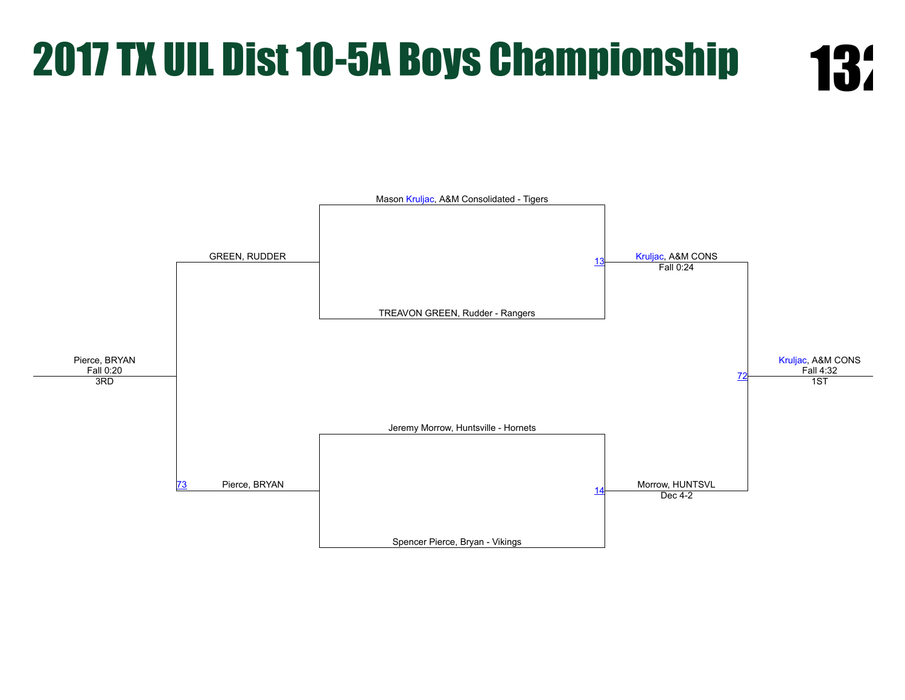# 2017 TX UIL Dist 10-5A Boys Championship

132

Mason Kruljac, A&M Consolidated - Tigers

TREAVON GREEN, Rudder - Rangers

13 — Kruljac, A&M CONS
Fall 0:24

Jeremy Morrow, Huntsville - Hornets

Spencer Pierce, Bryan - Vikings

14 — Morrow, HUNTSVL
Dec 4-2

72 — Kruljac, A&M CONS
Fall 4:32
1ST

GREEN, RUDDER

73 — Pierce, BRYAN

Pierce, BRYAN
Fall 0:20
3RD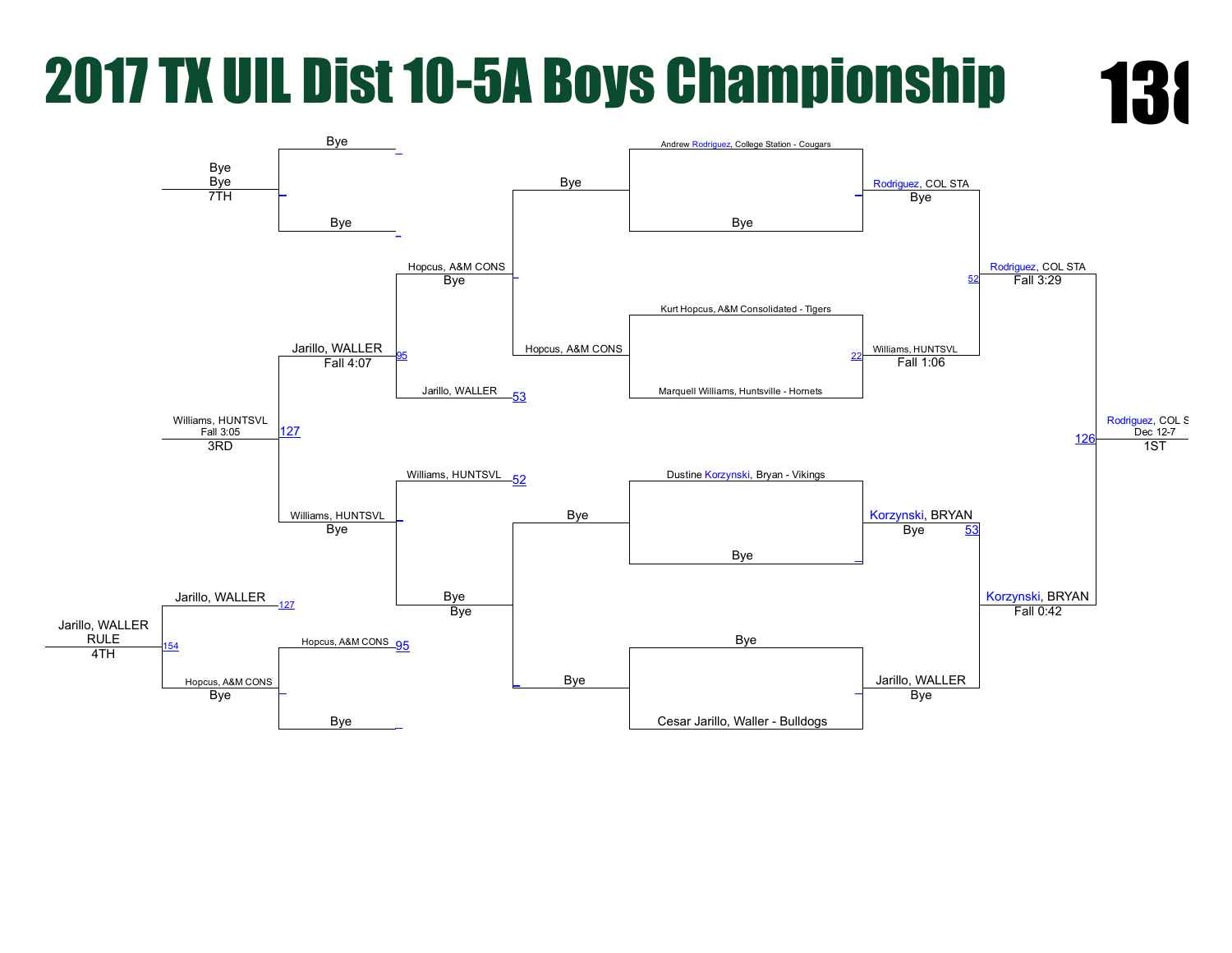# 2017 TX UIL Dist 10-5A Boys Championship

138

## Championship Bracket

**Round 1**

- Andrew Rodriguez, College Station - Cougars vs. Bye → Rodriguez, COL STA (Bye)
- Kurt Hopcus, A&M Consolidated - Tigers vs. Marquell Williams, Huntsville - Hornets → Williams, HUNTSVL (Fall 1:06) [22]
- Dustine Korzynski, Bryan - Vikings vs. Bye → Korzynski, BRYAN (Bye) [53]
- Bye vs. Cesar Jarillo, Waller - Bulldogs → Jarillo, WALLER (Bye)

**Semifinals**

- Rodriguez, COL STA vs. Williams, HUNTSVL → Rodriguez, COL STA (Fall 3:29) [52]
- Korzynski, BRYAN vs. Jarillo, WALLER → Korzynski, BRYAN (Fall 0:42)

**Final**

- Rodriguez, COL STA vs. Korzynski, BRYAN → Rodriguez, COL S (Dec 12-7) [126] — 1ST

## Consolation Bracket

**Consolation Round 1**

- Bye vs. Hopcus, A&M CONS → Hopcus, A&M CONS (Bye)
- Bye vs. Bye → Bye

**Consolation Round 2**

- Hopcus, A&M CONS vs. Jarillo, WALLER [53] → Jarillo, WALLER (Fall 4:07) [95]
- Williams, HUNTSVL [52] vs. Bye → Williams, HUNTSVL (Bye)

**Consolation Round 3**

- Bye vs. Bye → Bye (7TH)
- Jarillo, WALLER vs. Williams, HUNTSVL → Williams, HUNTSVL (Fall 3:05) [127] — 3RD

**4th Place Match**

- Jarillo, WALLER [127] vs. Hopcus, A&M CONS [95] → Jarillo, WALLER (RULE) [154] — 4TH
- Hopcus, A&M CONS vs. Bye → Hopcus, A&M CONS (Bye)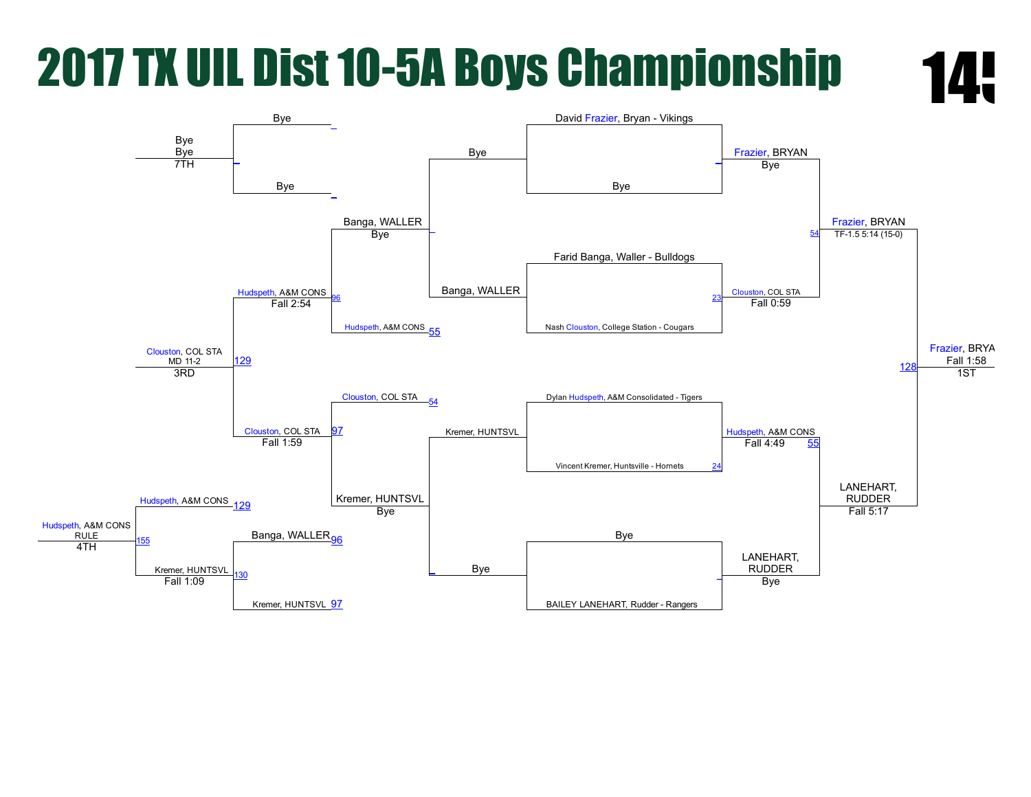# 2017 TX UIL Dist 10-5A Boys Championship

**14!**

## Championship Bracket

| Round | Match | Result |
|---|---|---|
| First Round | David Frazier, Bryan - Vikings vs Bye | Frazier, BRYAN — Bye |
| First Round | Farid Banga, Waller - Bulldogs vs Nash Clouston, College Station - Cougars (23) | Clouston, COL STA — Fall 0:59 |
| First Round | Dylan Hudspeth, A&M Consolidated - Tigers vs Vincent Kremer, Huntsville - Hornets (24) | Hudspeth, A&M CONS — Fall 4:49 |
| First Round | Bye vs BAILEY LANEHART, Rudder - Rangers | LANEHART, RUDDER — Bye |
| Semifinal (54) | Frazier, BRYAN vs Clouston, COL STA | Frazier, BRYAN — TF-1.5 5:14 (15-0) |
| Semifinal (55) | Hudspeth, A&M CONS vs LANEHART, RUDDER | LANEHART, RUDDER — Fall 5:17 |
| Final (128) | Frazier, BRYAN vs LANEHART, RUDDER | Frazier, BRYA — Fall 1:58 — 1ST |

## Consolation Bracket

| Round | Match | Result |
|---|---|---|
| Consolation | Bye vs Banga, WALLER | Banga, WALLER — Bye |
| Consolation | Kremer, HUNTSVL vs Bye | Kremer, HUNTSVL — Bye |
| Consolation (96) | Banga, WALLER vs Hudspeth, A&M CONS (55) | Hudspeth, A&M CONS — Fall 2:54 |
| Consolation (97) | Clouston, COL STA (54) vs Kremer, HUNTSVL | Clouston, COL STA — Fall 1:59 |
| 3rd Place (129) | Hudspeth, A&M CONS vs Clouston, COL STA | Clouston, COL STA — MD 11-2 — 3RD |
| 5th Place (130) | Banga, WALLER (96) vs Kremer, HUNTSVL (97) | Kremer, HUNTSVL — Fall 1:09 |
| 4th Place (155) | Hudspeth, A&M CONS (129) vs Kremer, HUNTSVL (130) | Hudspeth, A&M CONS — RULE — 4TH |
| 7th Place | Bye vs Bye | Bye — Bye — 7TH |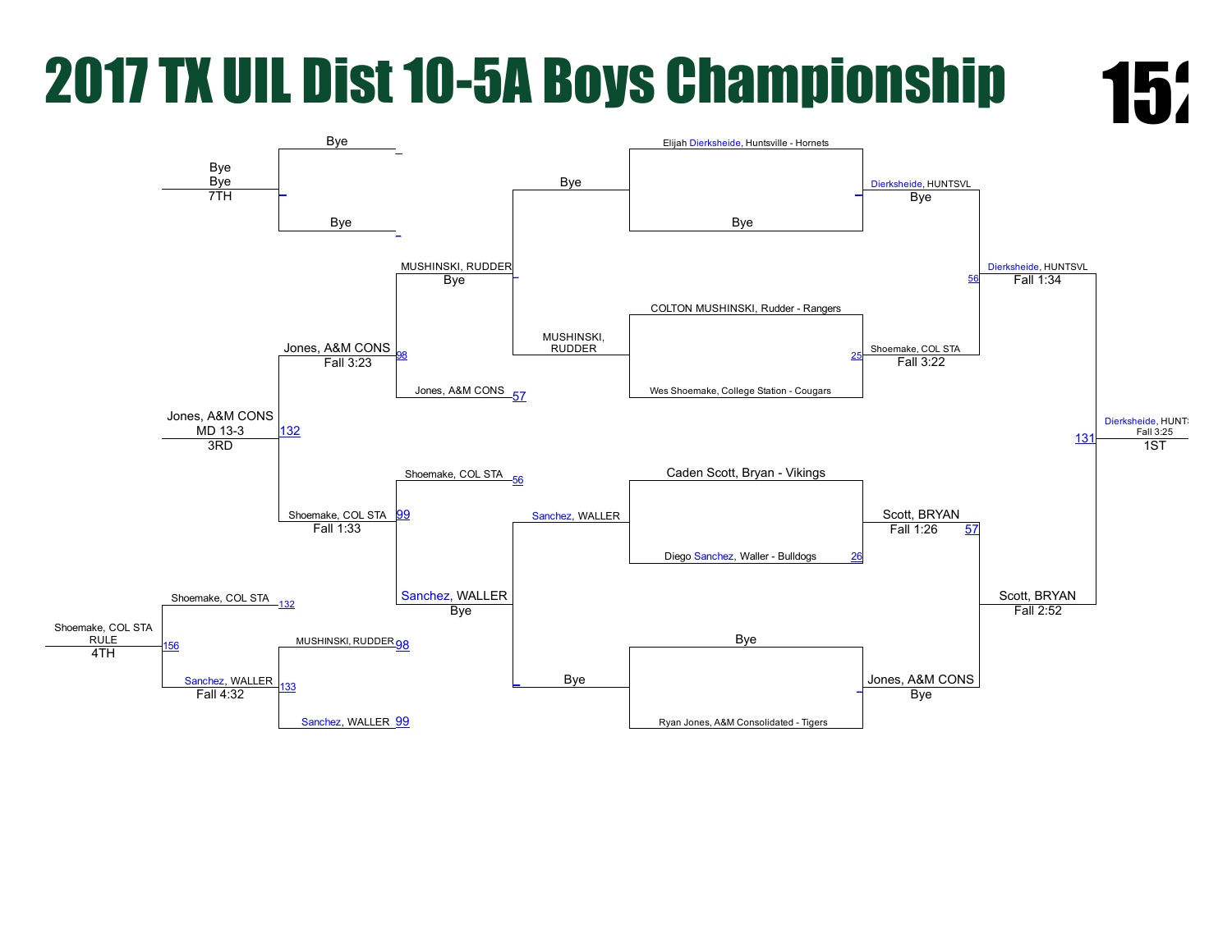# 2017 TX UIL Dist 10-5A Boys Championship

152

**Championship Bracket**

- Elijah Dierksheide, Huntsville - Hornets vs Bye → Dierksheide, HUNTSVL (Bye)
- COLTON MUSHINSKI, Rudder - Rangers vs Wes Shoemake, College Station - Cougars (25) → Shoemake, COL STA (Fall 3:22)
- Caden Scott, Bryan - Vikings vs Diego Sanchez, Waller - Bulldogs (26) → Scott, BRYAN (Fall 1:26)
- Bye vs Ryan Jones, A&M Consolidated - Tigers → Jones, A&M CONS (Bye)

Semifinals (56, 57):
- Dierksheide, HUNTSVL vs Shoemake, COL STA → Dierksheide, HUNTSVL (Fall 1:34)
- Scott, BRYAN vs Jones, A&M CONS → Scott, BRYAN (Fall 2:52)

Final (131):
- Dierksheide, HUNTSVL vs Scott, BRYAN → Dierksheide, HUNTSVL (Fall 3:25) — 1ST

**Consolation Bracket**

- Bye vs MUSHINSKI, RUDDER → MUSHINSKI, RUDDER (Bye)
- Sanchez, WALLER vs Bye → Sanchez, WALLER (Bye)
- MUSHINSKI, RUDDER vs Jones, A&M CONS (57) → Jones, A&M CONS (Fall 3:23) (98)
- Shoemake, COL STA (56) vs Sanchez, WALLER → Shoemake, COL STA (Fall 1:33) (99)
- Jones, A&M CONS vs Shoemake, COL STA (132) → Jones, A&M CONS (MD 13-3) — 3RD
- Bye vs Bye → Bye (Bye) — 7TH
- MUSHINSKI, RUDDER (98) vs Sanchez, WALLER (99) → Sanchez, WALLER (133)
- Shoemake, COL STA (132) vs Sanchez, WALLER (133) → Sanchez, WALLER (Fall 4:32) (156)
- Shoemake, COL STA — RULE — 4TH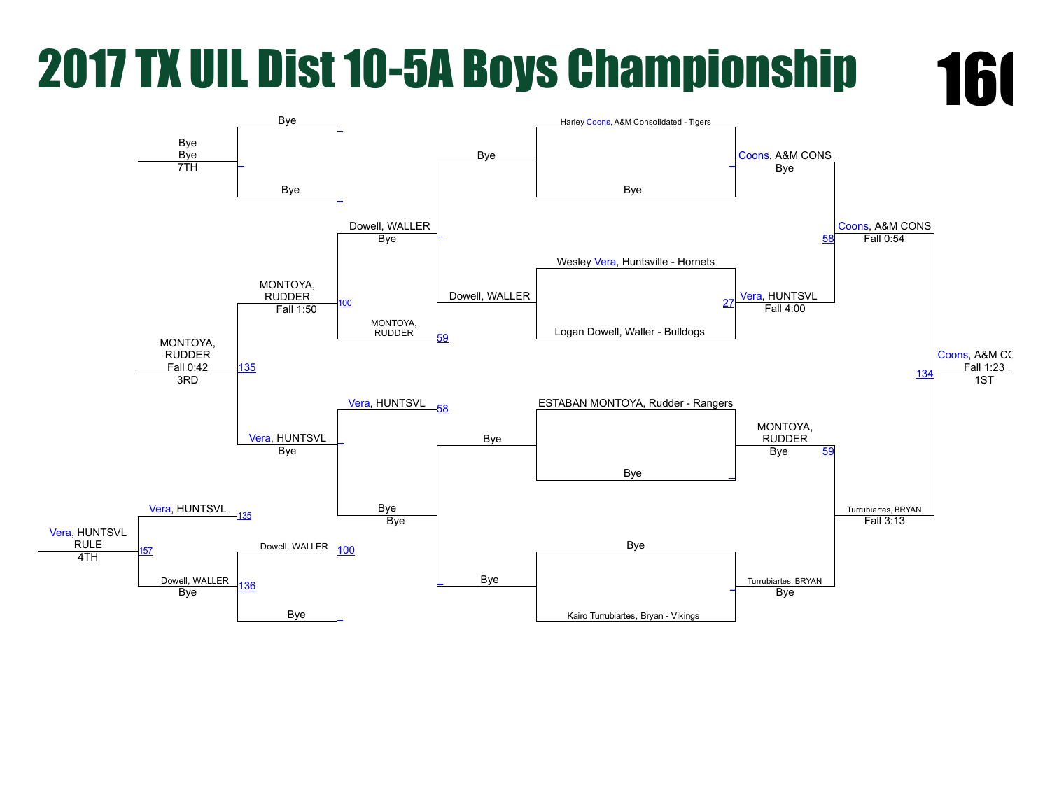# 2017 TX UIL Dist 10-5A Boys Championship

**160**

## Championship Bracket

**First Round**

- Harley Coons, A&M Consolidated - Tigers vs. Bye → Coons, A&M CONS (Bye)
- Wesley Vera, Huntsville - Hornets vs. Logan Dowell, Waller - Bulldogs → Vera, HUNTSVL (Fall 4:00) [27]
- ESTABAN MONTOYA, Rudder - Rangers vs. Bye → MONTOYA, RUDDER (Bye) [59]
- Bye vs. Kairo Turrubiartes, Bryan - Vikings → Turrubiartes, BRYAN (Bye)

**Semifinals**

- Coons, A&M CONS vs. Vera, HUNTSVL → Coons, A&M CONS (Fall 0:54) [58]
- MONTOYA, RUDDER vs. Turrubiartes, BRYAN → Turrubiartes, BRYAN (Fall 3:13)

**Final**

- Coons, A&M CONS vs. Turrubiartes, BRYAN → Coons, A&M CC (Fall 1:23) [134] — 1ST

## Consolation Bracket

**Consolation Round 1**

- Bye vs. Dowell, WALLER → Dowell, WALLER (Bye)
- Bye vs. Bye → Bye (Bye)

**Consolation Round 2**

- Bye vs. Dowell, WALLER → Dowell, WALLER (Bye)
- MONTOYA, RUDDER [59] vs. Dowell, WALLER → MONTOYA, RUDDER (Fall 1:50) [100]
- Vera, HUNTSVL [58] vs. Bye (Bye) → Vera, HUNTSVL (Bye)

**Consolation Semifinals / 3rd Place**

- Bye vs. Bye → Bye / Bye — 7TH
- MONTOYA, RUDDER vs. Vera, HUNTSVL → MONTOYA, RUDDER (Fall 0:42) [135] — 3RD

**5th Place Bracket**

- Dowell, WALLER [100] vs. Bye → Dowell, WALLER (Bye) [136]
- Vera, HUNTSVL [135] vs. Dowell, WALLER → Vera, HUNTSVL (RULE) [157] — 4TH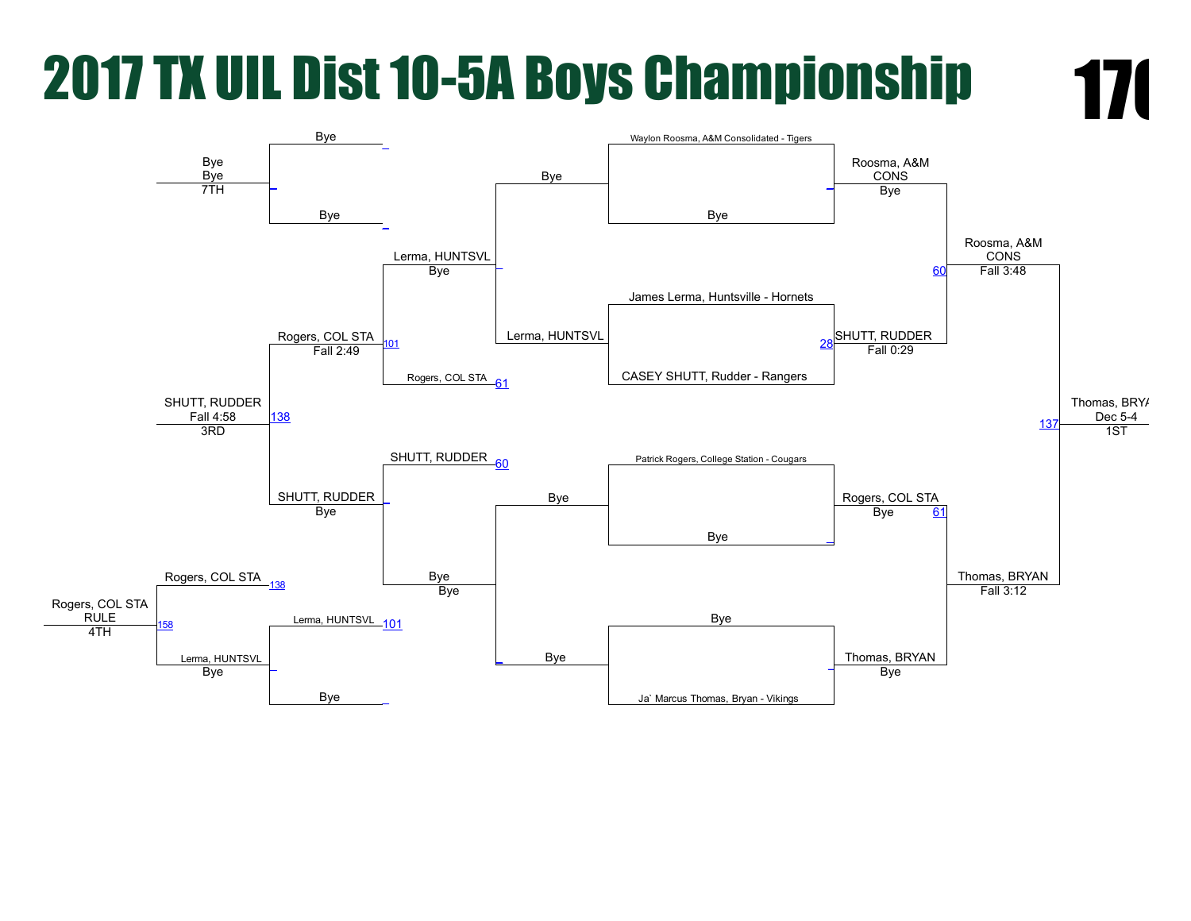# 2017 TX UIL Dist 10-5A Boys Championship

170

## Championship Bracket

**First round**

- Waylon Roosma, A&M Consolidated - Tigers vs. Bye → Roosma, A&M CONS (Bye)
- James Lerma, Huntsville - Hornets vs. CASEY SHUTT, Rudder - Rangers (28) → SHUTT, RUDDER (Fall 0:29)
- Patrick Rogers, College Station - Cougars vs. Bye → Rogers, COL STA (Bye)
- Bye vs. Ja` Marcus Thomas, Bryan - Vikings → Thomas, BRYAN (Bye)

**Semifinals**

- Roosma, A&M CONS vs. SHUTT, RUDDER (60) → Roosma, A&M CONS (Fall 3:48)
- Rogers, COL STA vs. Thomas, BRYAN (61) → Thomas, BRYAN (Fall 3:12)

**Final**

- Roosma, A&M CONS vs. Thomas, BRYAN (137) → Thomas, BRYA (Dec 5-4) — 1ST

## Consolation Bracket

**Consolation round 1**

- Bye vs. Lerma, HUNTSVL → Lerma, HUNTSVL (Bye)
- Bye vs. Bye → Bye (Bye)

**Consolation round 2**

- Lerma, HUNTSVL vs. Rogers, COL STA (61) → Rogers, COL STA (Fall 2:49)
- SHUTT, RUDDER (60) vs. Bye → SHUTT, RUDDER (Bye)

**Consolation semifinal**

- Rogers, COL STA vs. SHUTT, RUDDER (138) → SHUTT, RUDDER (Fall 4:58) — 3RD

**7th place**

- Bye vs. Bye → Bye (Bye) — 7TH

**5th place**

- Lerma, HUNTSVL (101) vs. Bye → Lerma, HUNTSVL (Bye)

**4th place**

- Rogers, COL STA (138) vs. Lerma, HUNTSVL (158) → Rogers, COL STA (RULE) — 4TH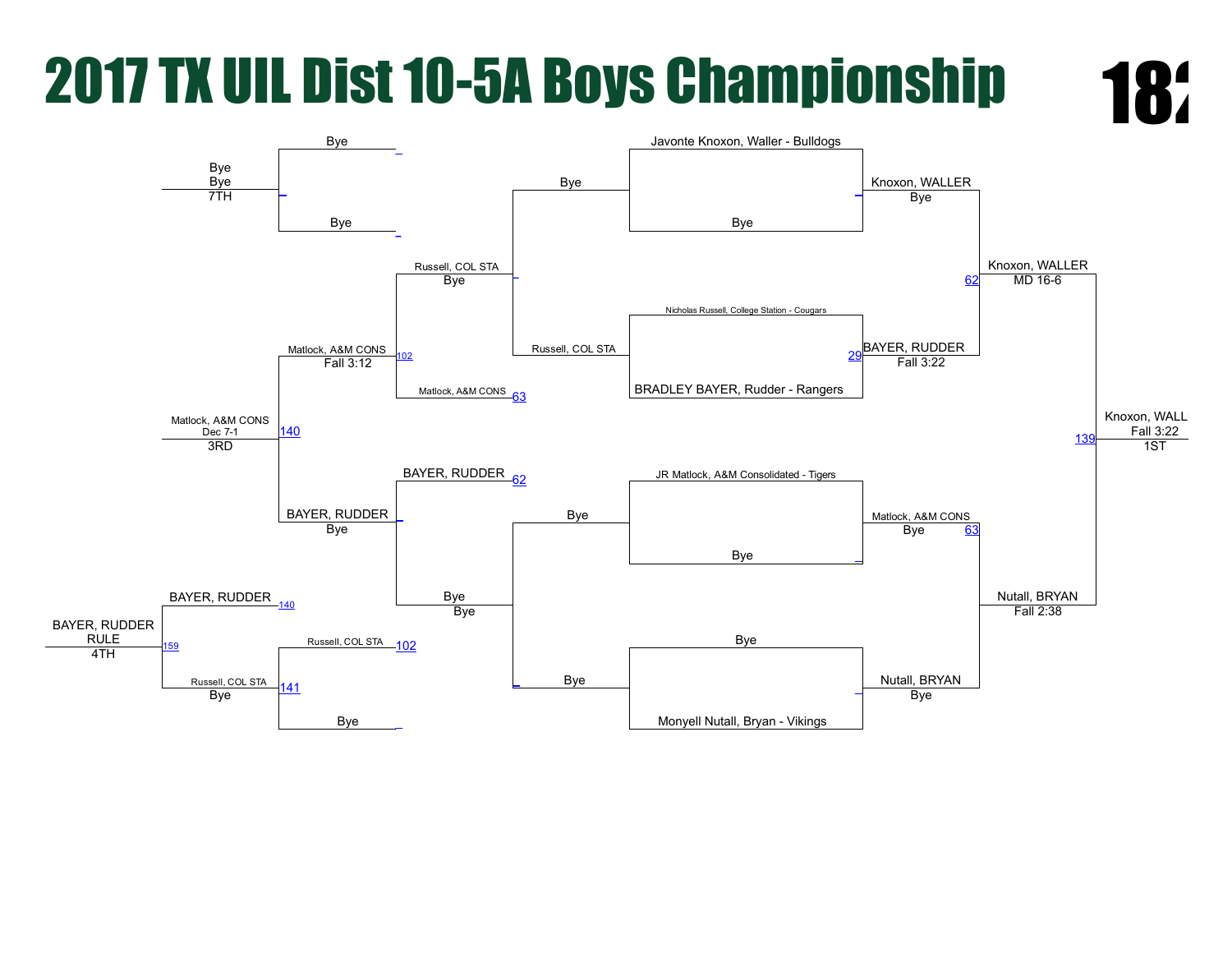# 2017 TX UIL Dist 10-5A Boys Championship

182

## Championship Bracket

**First Round**

- Javonte Knoxon, Waller - Bulldogs vs. Bye → Knoxon, WALLER (Bye)
- Nicholas Russell, College Station - Cougars vs. BRADLEY BAYER, Rudder - Rangers → BAYER, RUDDER (Fall 3:22) [29]
- JR Matlock, A&M Consolidated - Tigers vs. Bye → Matlock, A&M CONS (Bye) [63]
- Bye vs. Monyell Nutall, Bryan - Vikings → Nutall, BRYAN (Bye)

**Semifinals**

- Knoxon, WALLER vs. BAYER, RUDDER → Knoxon, WALLER (MD 16-6) [62]
- Matlock, A&M CONS vs. Nutall, BRYAN → Nutall, BRYAN (Fall 2:38)

**Final**

- Knoxon, WALLER vs. Nutall, BRYAN → Knoxon, WALL (Fall 3:22) [139] — 1ST

## Consolation Bracket

**Consolation Round 1**

- Bye vs. Russell, COL STA → Russell, COL STA (Bye)
- Bye vs. Bye → Bye (Bye)

**Consolation Round 2**

- Russell, COL STA vs. Matlock, A&M CONS [63] → Matlock, A&M CONS (Fall 3:12) [102]
- BAYER, RUDDER [62] vs. Bye → BAYER, RUDDER (Bye)

**3rd Place**

- Matlock, A&M CONS vs. BAYER, RUDDER → Matlock, A&M CONS (Dec 7-1) [140] — 3RD

**7th Place**

- Bye vs. Bye → Bye (Bye) — 7TH

**Consolation Semis / 5th**

- Russell, COL STA [102] vs. Bye → Russell, COL STA (Bye) [141]

**4th Place**

- BAYER, RUDDER [140] vs. Russell, COL STA → BAYER, RUDDER (RULE) [159] — 4TH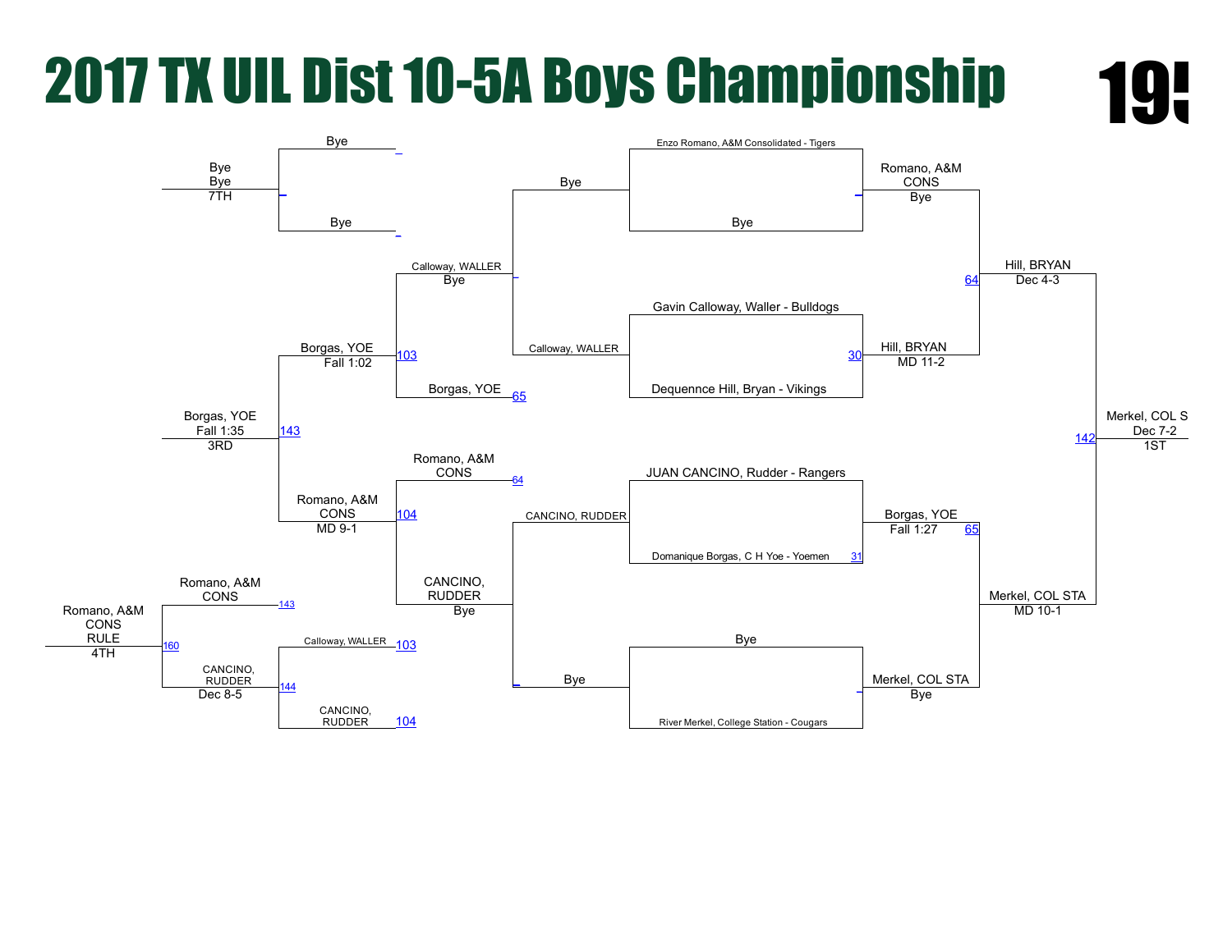# 2017 TX UIL Dist 10-5A Boys Championship

19!

## Championship Bracket

**First Round**

- Enzo Romano, A&M Consolidated - Tigers vs. Bye → Romano, A&M CONS (Bye)
- Gavin Calloway, Waller - Bulldogs vs. Dequennce Hill, Bryan - Vikings (30) → Hill, BRYAN (MD 11-2)
- JUAN CANCINO, Rudder - Rangers vs. Domanique Borgas, C H Yoe - Yoemen (31) → Borgas, YOE (Fall 1:27)
- Bye vs. River Merkel, College Station - Cougars → Merkel, COL STA (Bye)

**Semifinals**

- Romano, A&M CONS vs. Hill, BRYAN (64) → Hill, BRYAN (Dec 4-3)
- Borgas, YOE vs. Merkel, COL STA (65) → Merkel, COL STA (MD 10-1)

**Final**

- Hill, BRYAN vs. Merkel, COL STA (142) → Merkel, COL S (Dec 7-2) — 1ST

## Consolation Bracket

- Bye vs. Calloway, WALLER → Calloway, WALLER
- Bye vs. CANCINO, RUDDER → CANCINO, RUDDER
- Calloway, WALLER vs. Borgas, YOE (65) (103) → Borgas, YOE (Fall 1:02)
- Romano, A&M CONS (64) vs. CANCINO, RUDDER (Bye) (104) → Romano, A&M CONS (MD 9-1)
- Bye vs. Bye → Bye (7TH)
- Borgas, YOE vs. Romano, A&M CONS (143) → Borgas, YOE (Fall 1:35) — 3RD
- Calloway, WALLER (103) vs. CANCINO, RUDDER (104) (144) → CANCINO, RUDDER (Dec 8-5)
- Romano, A&M CONS (143) vs. CANCINO, RUDDER (160) → Romano, A&M CONS (RULE) — 4TH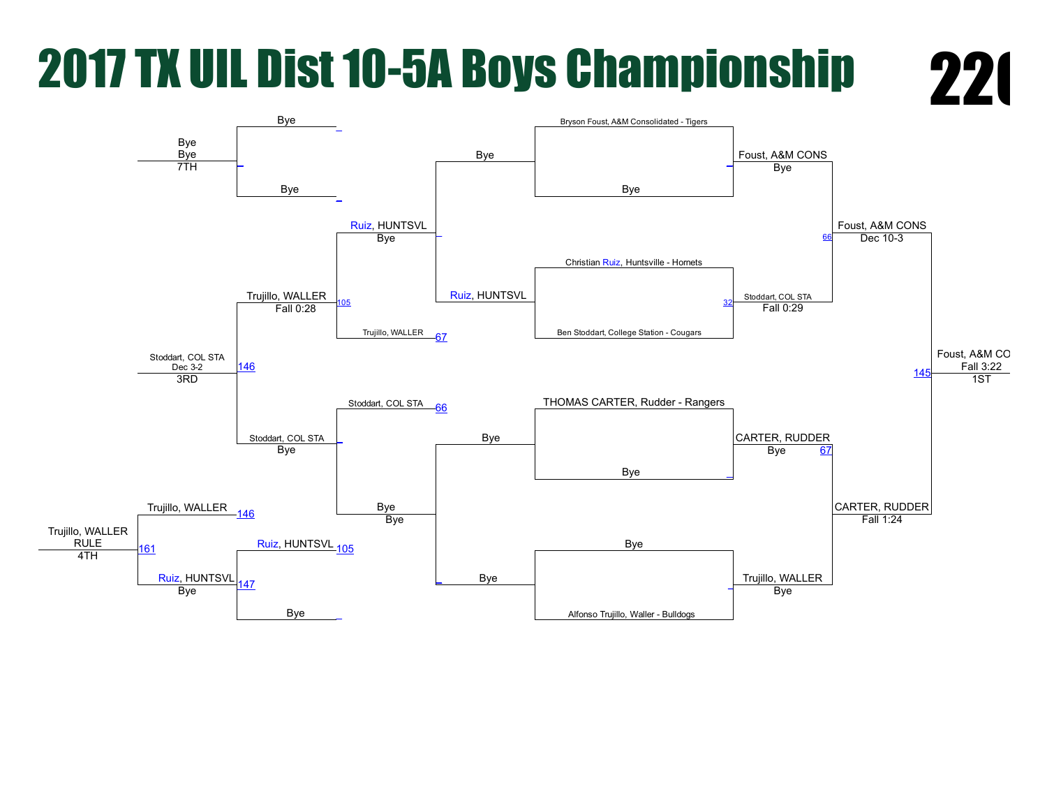# 2017 TX UIL Dist 10-5A Boys Championship

220

## Championship Bracket

**First Round**

- Bryson Foust, A&M Consolidated - Tigers vs. Bye → Foust, A&M CONS (Bye)
- Christian Ruiz, Huntsville - Hornets vs. Ben Stoddart, College Station - Cougars → Stoddart, COL STA (Fall 0:29) — 32
- THOMAS CARTER, Rudder - Rangers vs. Bye → CARTER, RUDDER (Bye) — 67
- Bye vs. Alfonso Trujillo, Waller - Bulldogs → Trujillo, WALLER (Bye)

**Semifinals**

- Foust, A&M CONS vs. Stoddart, COL STA → Foust, A&M CONS (Dec 10-3) — 66
- CARTER, RUDDER vs. Trujillo, WALLER → CARTER, RUDDER (Fall 1:24)

**Final**

- Foust, A&M CONS vs. CARTER, RUDDER → Foust, A&M CO (Fall 3:22) — 145 — **1ST**

## Consolation Bracket

**Consolation Round 1**

- Bye vs. Ruiz, HUNTSVL → Ruiz, HUNTSVL (Bye)
- Bye vs. Bye → Bye (Bye)

**Consolation Round 2**

- Ruiz, HUNTSVL vs. Trujillo, WALLER → Trujillo, WALLER (Fall 0:28) — 105, 67
- Stoddart, COL STA vs. Bye → Stoddart, COL STA (Bye) — 66

**Consolation Round 3**

- Bye vs. Bye → Bye (Bye)
- Trujillo, WALLER vs. Stoddart, COL STA → Stoddart, COL STA (Dec 3-2) — 146 — **3RD**

**7th Place**

- Bye vs. Bye → Bye (Bye) — **7TH**

**4th Place**

- Trujillo, WALLER (146) vs. Ruiz, HUNTSVL (147) → Trujillo, WALLER (RULE) — 161 — **4TH**
- Ruiz, HUNTSVL (105) vs. Bye → Ruiz, HUNTSVL (Bye)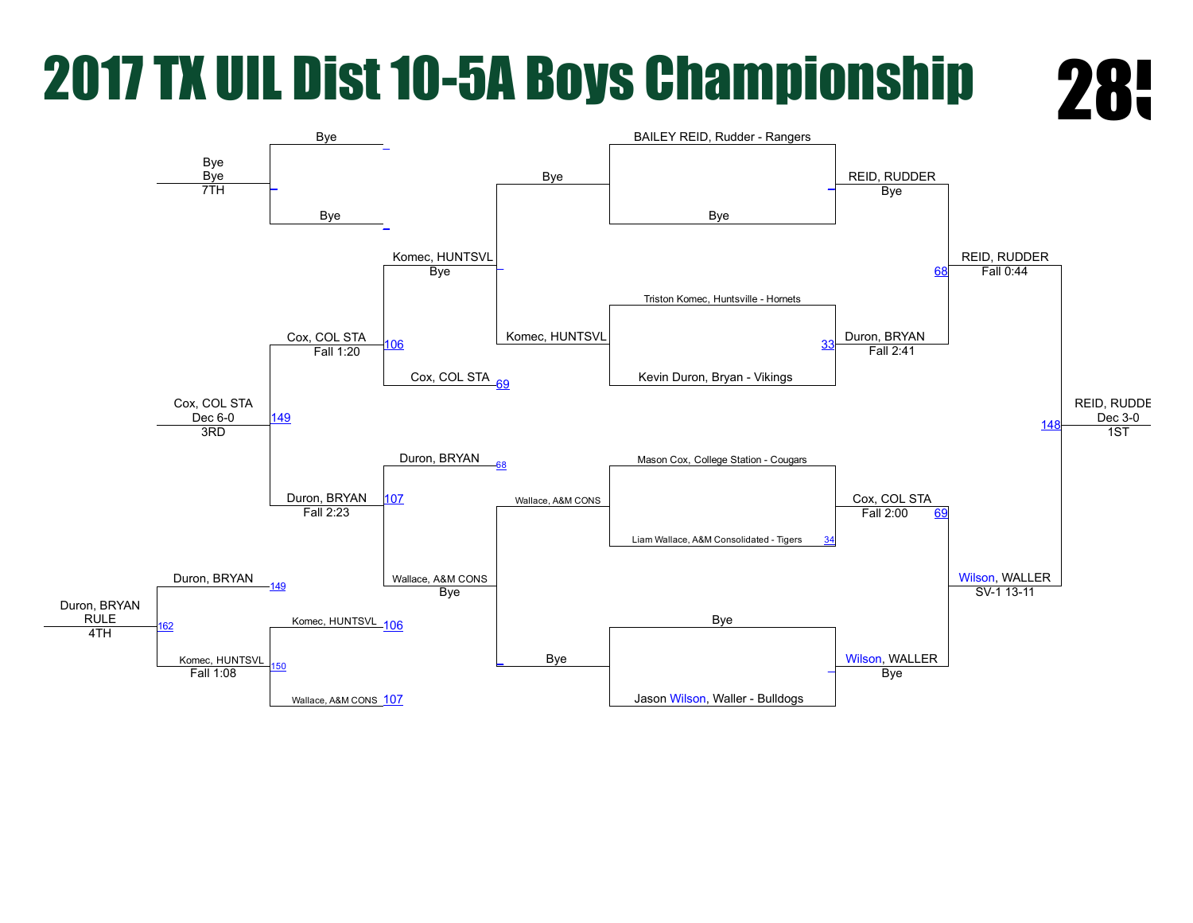# 2017 TX UIL Dist 10-5A Boys Championship

28!

## Championship Bracket

**First Round**

- BAILEY REID, Rudder - Rangers vs. Bye
- Triston Komec, Huntsville - Hornets vs. Kevin Duron, Bryan - Vikings (33)
- Mason Cox, College Station - Cougars vs. Liam Wallace, A&M Consolidated - Tigers (34)
- Bye vs. Jason Wilson, Waller - Bulldogs

**Quarterfinals**

- REID, RUDDER — Bye
- Duron, BRYAN — Fall 2:41
- Cox, COL STA — Fall 2:00
- Wilson, WALLER — Bye

**Semifinals**

- REID, RUDDER — Fall 0:44 (68)
- Wilson, WALLER — SV-1 13-11 (69)

**Final**

- REID, RUDDE — Dec 3-0 (148) — 1ST

## Consolation Bracket

**Consolation Round 1**

- Bye vs. Komec, HUNTSVL — Komec, HUNTSVL (Bye)
- Duron, BRYAN (68) vs. Wallace, A&M CONS — Wallace, A&M CONS (Bye)

**Consolation Round 2**

- Bye vs. Bye — Bye
- Komec, HUNTSVL vs. Cox, COL STA (69) — Cox, COL STA, Fall 1:20 (106)
- Duron, BRYAN vs. Wallace, A&M CONS — Duron, BRYAN, Fall 2:23 (107)

**Consolation Semifinals / 3rd Place**

- Cox, COL STA — Dec 6-0 (149) — 3RD
- Bye — Bye — 7TH

**5th Place Bout**

- Komec, HUNTSVL (106) vs. Wallace, A&M CONS (107) — Komec, HUNTSVL, Fall 1:08 (150)

**4th Place Bout**

- Duron, BRYAN (149) vs. Komec, HUNTSVL (150) — Duron, BRYAN, RULE (162) — 4TH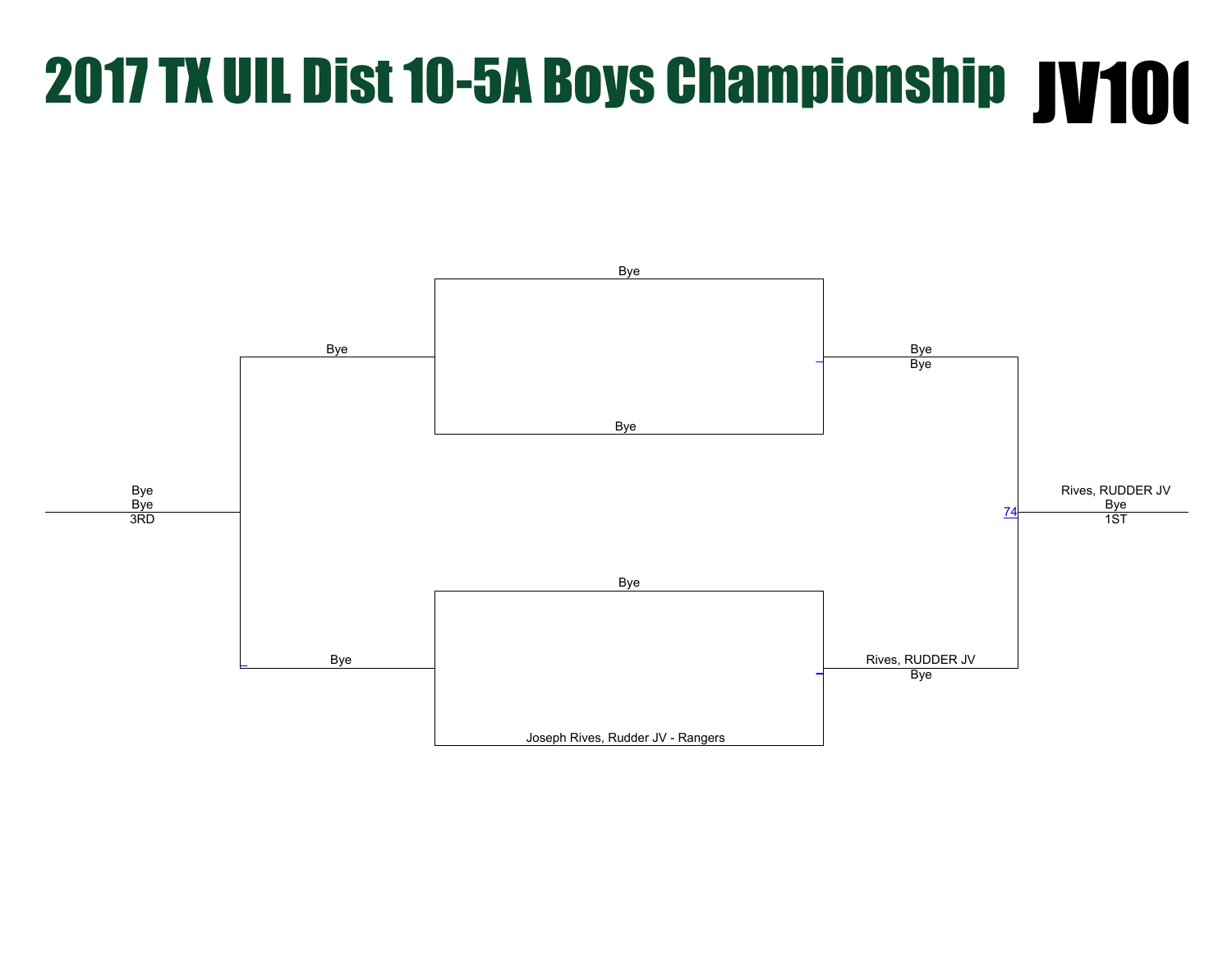# 2017 TX UIL Dist 10-5A Boys Championship JV10(

Bye

Bye

Bye

Bye

Bye

Bye

Bye

Bye

Bye

3RD

Bye

Joseph Rives, Rudder JV - Rangers

Rives, RUDDER JV

Bye

74

Rives, RUDDER JV

Bye

1ST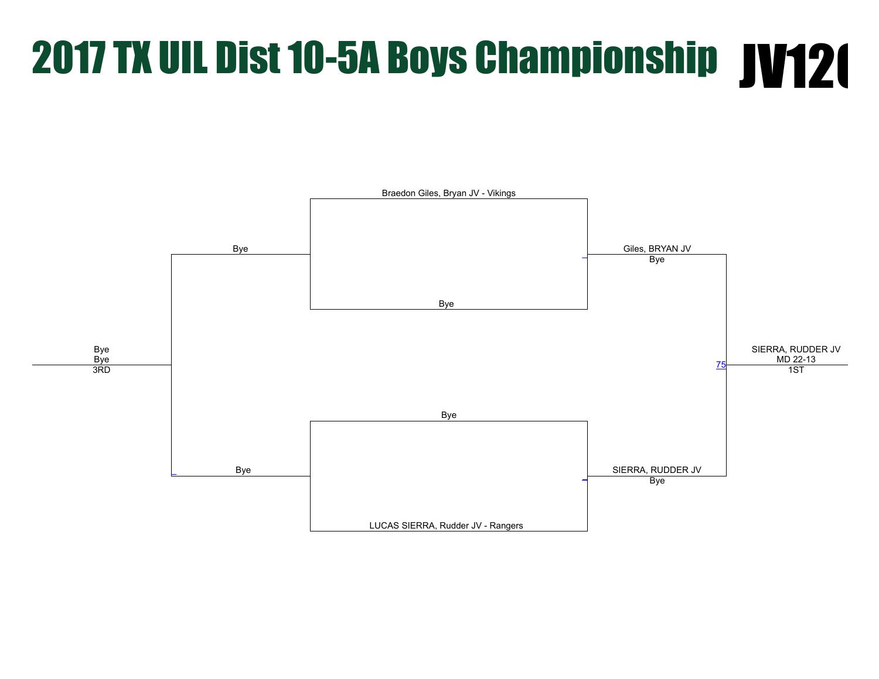# 2017 TX UIL Dist 10-5A Boys Championship JV12(

Braedon Giles, Bryan JV - Vikings

Bye

Bye

Giles, BRYAN JV
Bye

Bye
Bye
3RD

SIERRA, RUDDER JV
MD 22-13
1ST

75

Bye

Bye

SIERRA, RUDDER JV
Bye

LUCAS SIERRA, Rudder JV - Rangers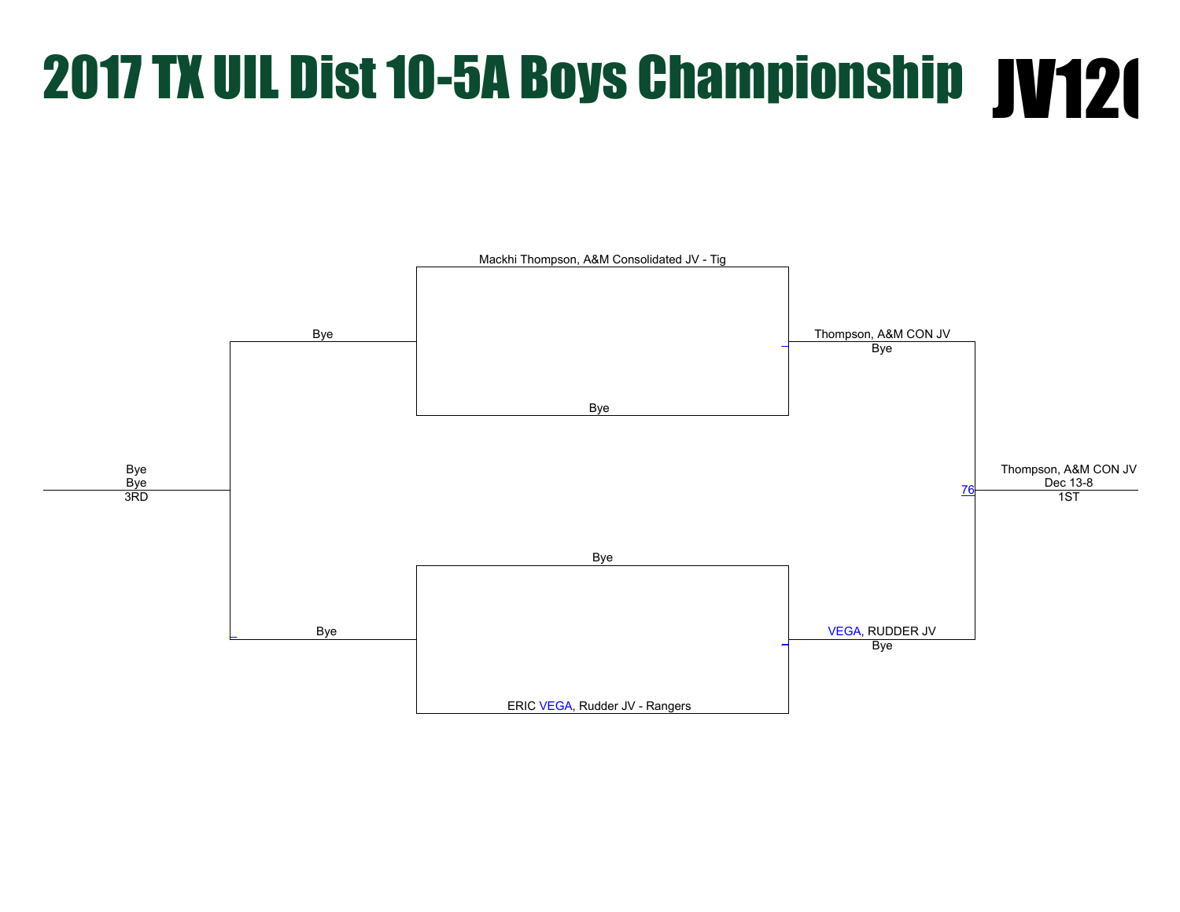# 2017 TX UIL Dist 10-5A Boys Championship JV120

Mackhi Thompson, A&M Consolidated JV - Tig

Bye

Bye

Thompson, A&M CON JV
Bye

Bye
Bye
3RD

Thompson, A&M CON JV
Dec 13-8
1ST

76

Bye

Bye

VEGA, RUDDER JV
Bye

ERIC VEGA, Rudder JV - Rangers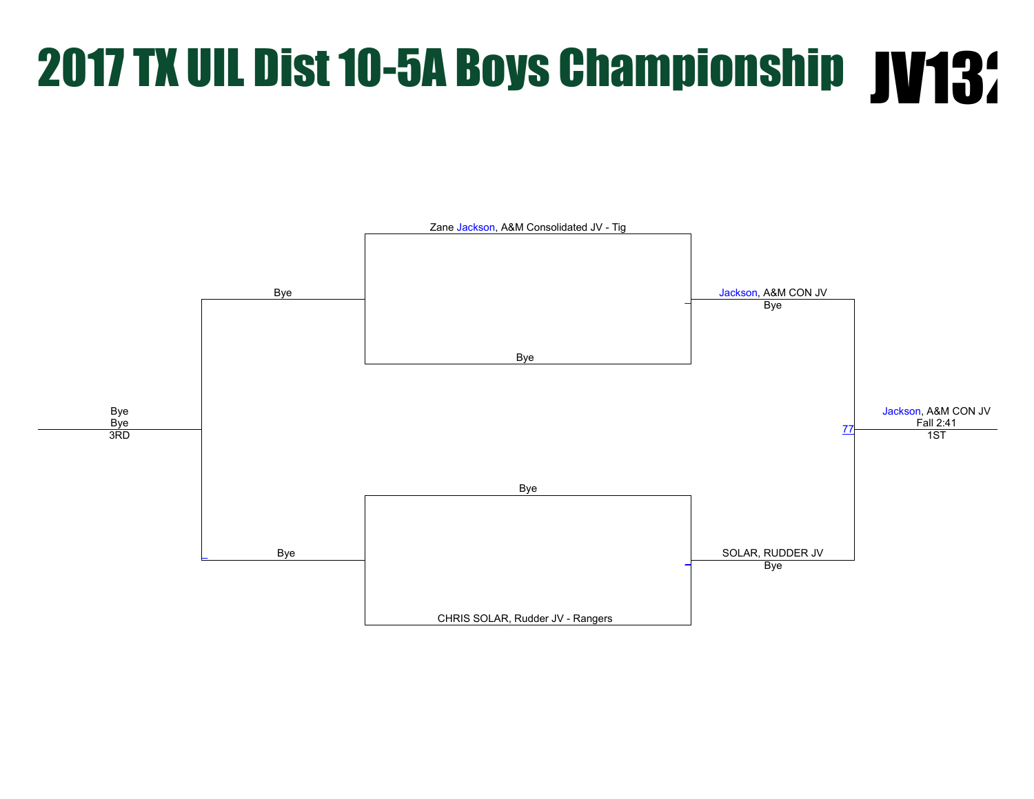# 2017 TX UIL Dist 10-5A Boys Championship JV132

Zane Jackson, A&M Consolidated JV - Tig

Bye

Bye

Jackson, A&M CON JV
Bye

Bye
Bye
3RD

Jackson, A&M CON JV
Fall 2:41
1ST

77

Bye

Bye

SOLAR, RUDDER JV
Bye

CHRIS SOLAR, Rudder JV - Rangers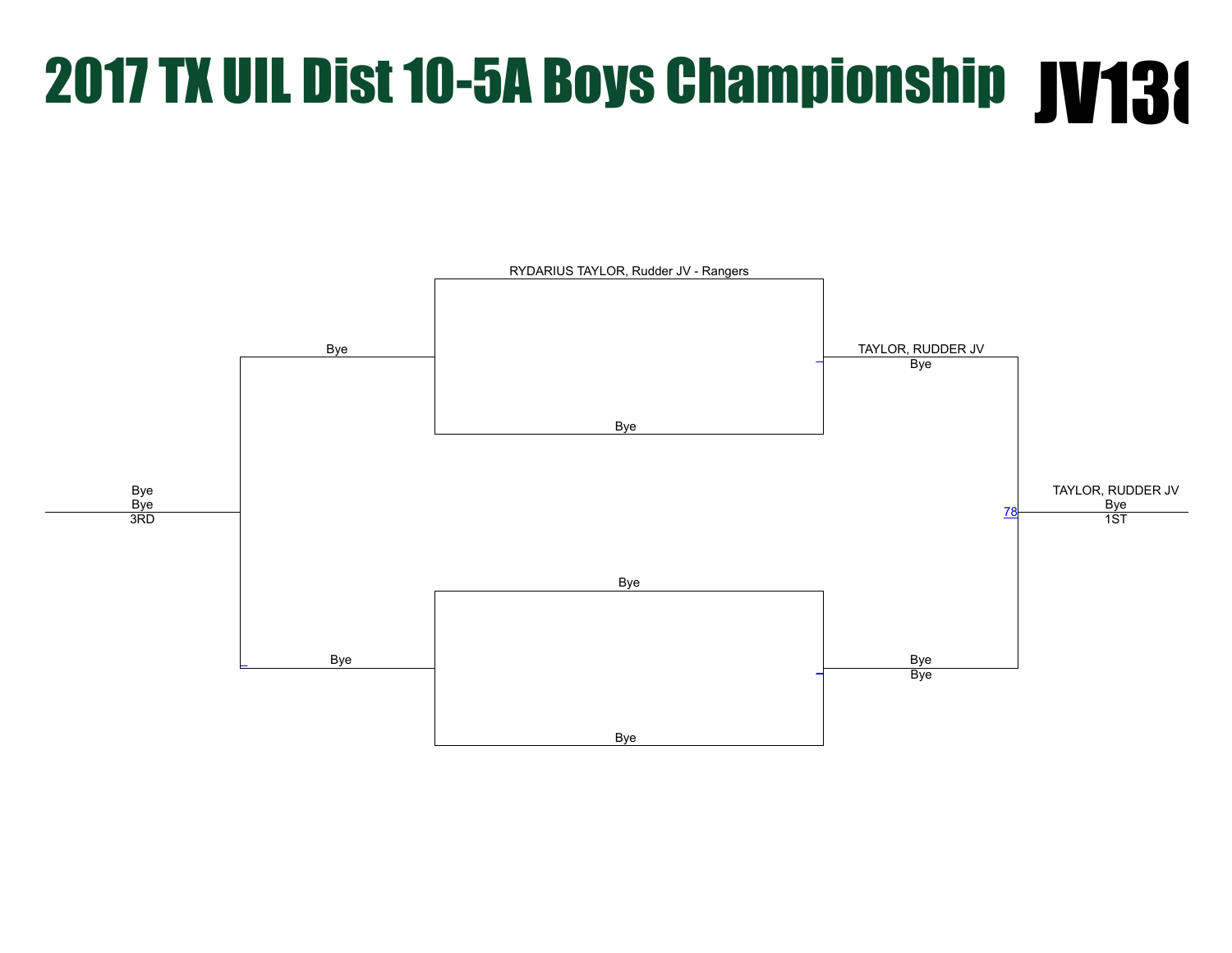# 2017 TX UIL Dist 10-5A Boys Championship JV138

RYDARIUS TAYLOR, Rudder JV - Rangers

Bye

Bye

TAYLOR, RUDDER JV
Bye

Bye
Bye
3RD

78

TAYLOR, RUDDER JV
Bye
1ST

Bye

Bye

Bye
Bye

Bye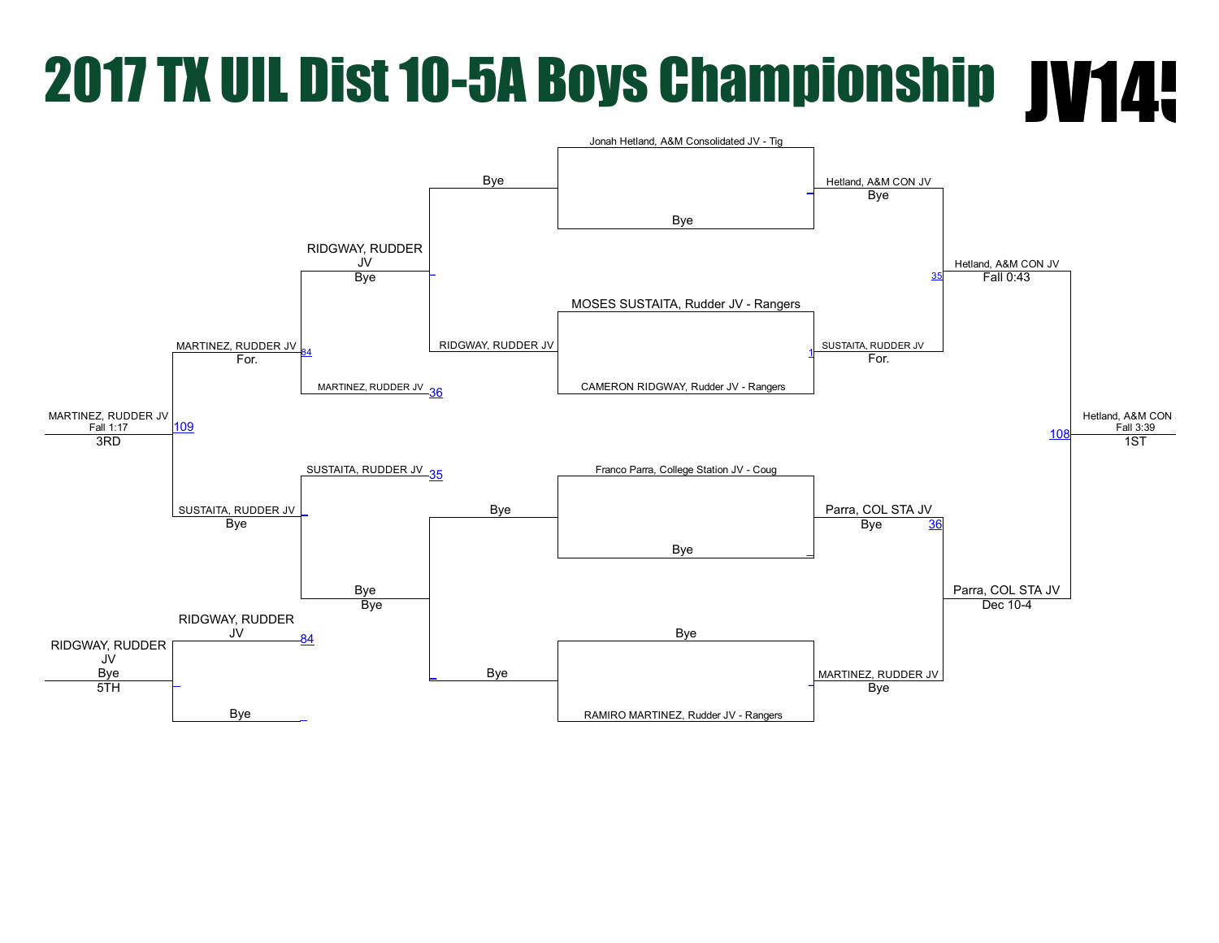# 2017 TX UIL Dist 10-5A Boys Championship JV14!

**Championship Bracket**

Jonah Hetland, A&M Consolidated JV - Tig
Bye
Hetland, A&M CON JV — Bye

MOSES SUSTAITA, Rudder JV - Rangers
CAMERON RIDGWAY, Rudder JV - Rangers
SUSTAITA, RUDDER JV — For. (1)

Hetland, A&M CON JV — Fall 0:43 (35)

Franco Parra, College Station JV - Coug
Bye
Parra, COL STA JV — Bye (36)

Bye
RAMIRO MARTINEZ, Rudder JV - Rangers
MARTINEZ, RUDDER JV — Bye

Parra, COL STA JV — Dec 10-4

Hetland, A&M CON — Fall 3:39 (108) — 1ST

**Consolation Bracket**

Bye
RIDGWAY, RUDDER JV
RIDGWAY, RUDDER JV — Bye

MARTINEZ, RUDDER JV (36)
MARTINEZ, RUDDER JV — For. (84)

SUSTAITA, RUDDER JV (35)
Bye
Bye — Bye

SUSTAITA, RUDDER JV — Bye

MARTINEZ, RUDDER JV — Fall 1:17 (109) — 3RD

RIDGWAY, RUDDER JV (84)
Bye
RIDGWAY, RUDDER JV — Bye — 5TH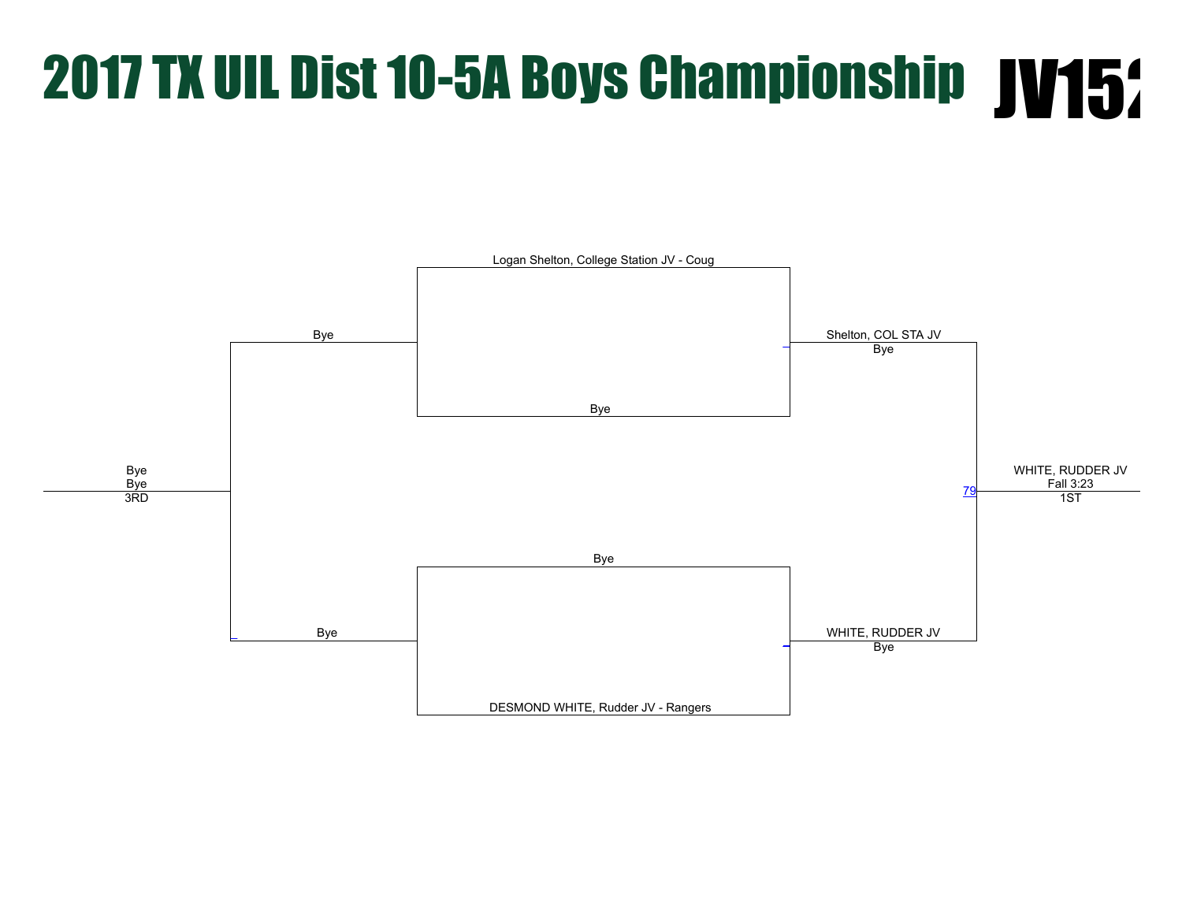# 2017 TX UIL Dist 10-5A Boys Championship JV152

Logan Shelton, College Station JV - Coug

Bye

Bye

Shelton, COL STA JV
Bye

Bye
Bye
3RD

WHITE, RUDDER JV
Fall 3:23
1ST

79

Bye

Bye

WHITE, RUDDER JV
Bye

DESMOND WHITE, Rudder JV - Rangers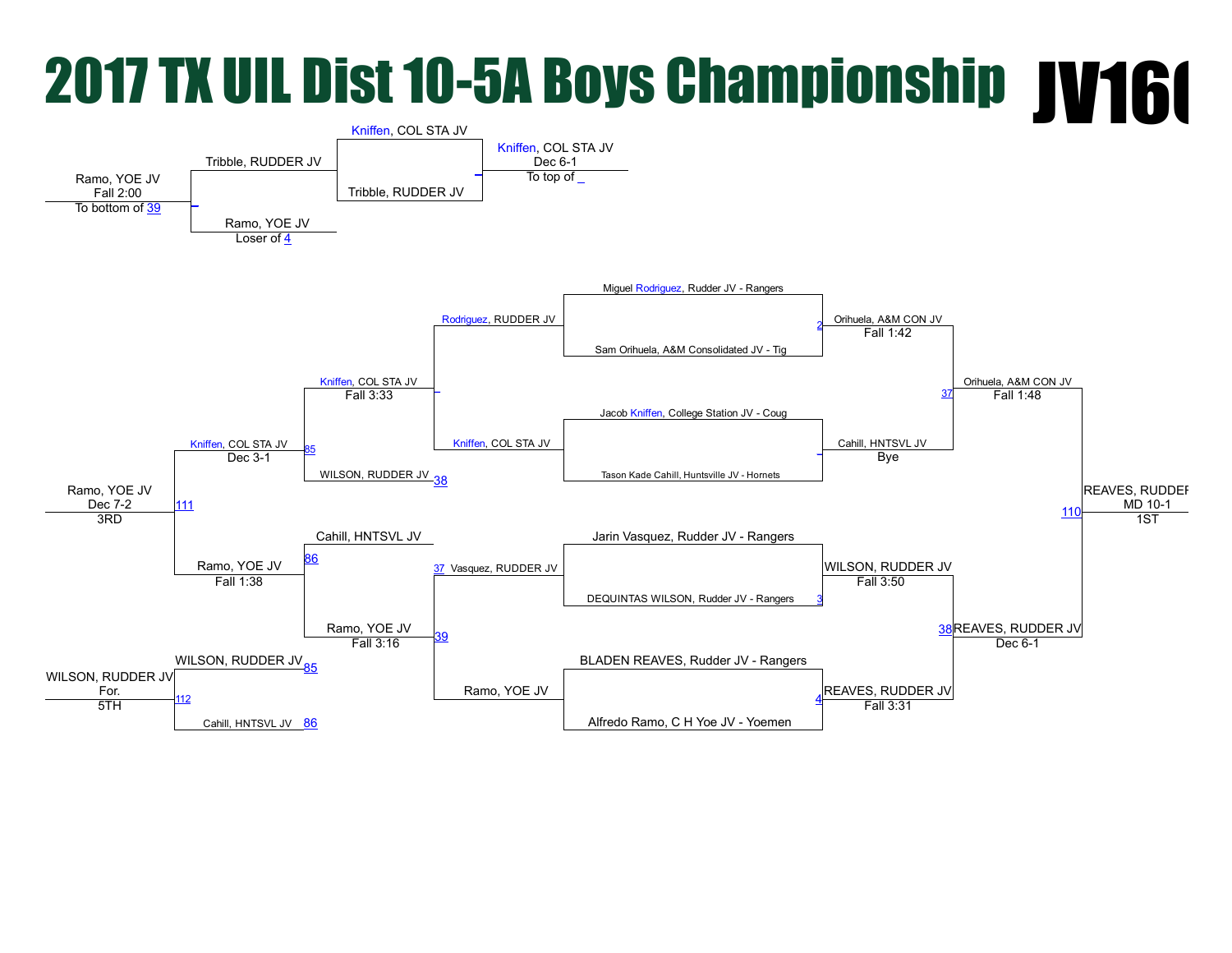# 2017 TX UIL Dist 10-5A Boys Championship JV160

**Consolation / 2nd Place bracket**

- Ramo, YOE JV — Fall 2:00 — To bottom of 39
- Tribble, RUDDER JV
- Ramo, YOE JV — Loser of 4
- Kniffen, COL STA JV
- Tribble, RUDDER JV
- Kniffen, COL STA JV — Dec 6-1 — To top of _

**Championship bracket**

First round:

- Miguel Rodriguez, Rudder JV - Rangers
- Sam Orihuela, A&M Consolidated JV - Tig
- Jacob Kniffen, College Station JV - Coug
- Tason Kade Cahill, Huntsville JV - Hornets
- Jarin Vasquez, Rudder JV - Rangers
- DEQUINTAS WILSON, Rudder JV - Rangers
- BLADEN REAVES, Rudder JV - Rangers
- Alfredo Ramo, C H Yoe JV - Yoemen

Quarterfinals:

- 2: Orihuela, A&M CON JV — Fall 1:42
- _: Cahill, HNTSVL JV — Bye
- 3: WILSON, RUDDER JV — Fall 3:50
- 4: REAVES, RUDDER JV — Fall 3:31

Semifinals:

- 37: Orihuela, A&M CON JV — Fall 1:48
- 38: REAVES, RUDDER JV — Dec 6-1

Final:

- 110: REAVES, RUDDER JV — MD 10-1 — 1ST

**Consolation bracket**

- Rodriguez, RUDDER JV
- Kniffen, COL STA JV
- Kniffen, COL STA JV — Fall 3:33
- WILSON, RUDDER JV (38)
- 37 Vasquez, RUDDER JV
- Ramo, YOE JV
- Cahill, HNTSVL JV
- Ramo, YOE JV (39) — Fall 3:16
- 85: Kniffen, COL STA JV — Dec 3-1
- 86: Ramo, YOE JV — Fall 1:38
- 111: Ramo, YOE JV — Dec 7-2 — 3RD

**5th Place**

- WILSON, RUDDER JV (85)
- Cahill, HNTSVL JV (86)
- 112: WILSON, RUDDER JV — For. — 5TH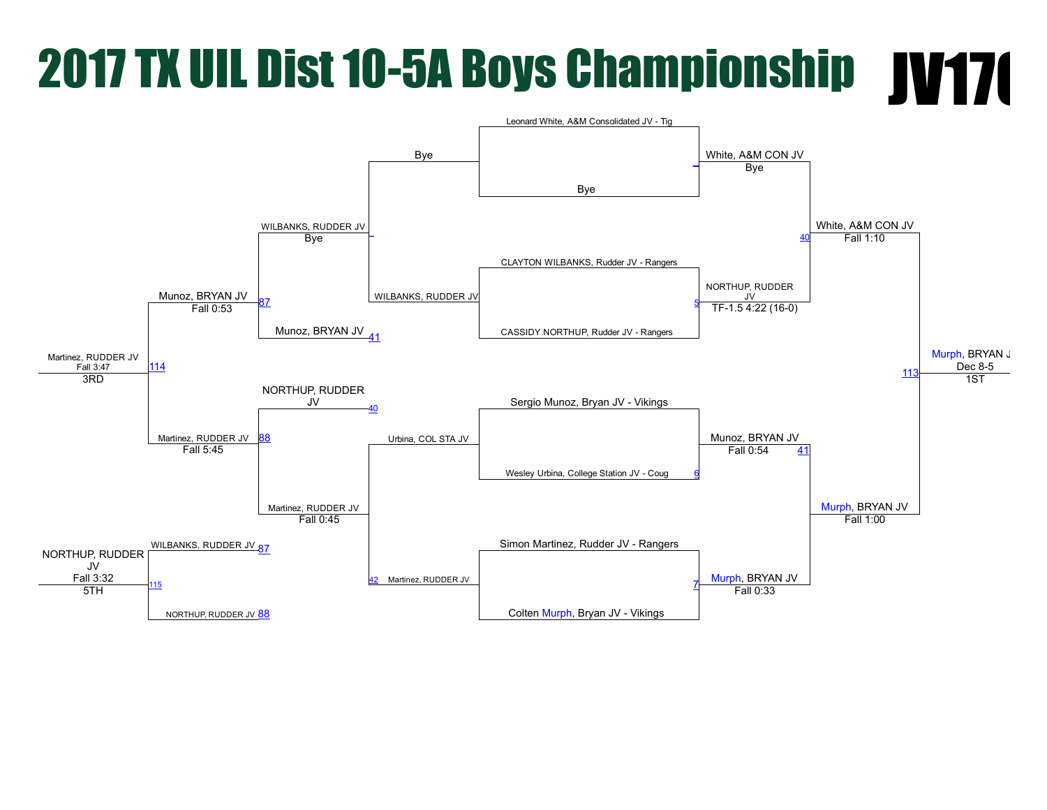# 2017 TX UIL Dist 10-5A Boys Championship JV17(

## Championship Bracket

**First Round**

- Leonard White, A&M Consolidated JV - Tig vs. Bye → White, A&M CON JV (Bye)
- CLAYTON WILBANKS, Rudder JV - Rangers vs. CASSIDY NORTHUP, Rudder JV - Rangers → NORTHUP, RUDDER JV (TF-1.5 4:22 (16-0)) [5]
- Sergio Munoz, Bryan JV - Vikings vs. Wesley Urbina, College Station JV - Coug → Munoz, BRYAN JV (Fall 0:54) [6]
- Simon Martinez, Rudder JV - Rangers vs. Colten Murph, Bryan JV - Vikings → Murph, BRYAN JV (Fall 0:33) [7]

**Semifinals**

- White, A&M CON JV vs. NORTHUP, RUDDER JV → White, A&M CON JV (Fall 1:10) [40]
- Munoz, BRYAN JV vs. Murph, BRYAN JV → Murph, BRYAN JV (Fall 1:00) [41]

**Final**

- White, A&M CON JV vs. Murph, BRYAN JV → Murph, BRYAN J (Dec 8-5) [113] — 1ST

## Consolation Bracket

- Bye vs. WILBANKS, RUDDER JV → WILBANKS, RUDDER JV (Bye)
- Urbina, COL STA JV vs. Martinez, RUDDER JV [42] → Martinez, RUDDER JV (Fall 0:45)
- WILBANKS, RUDDER JV vs. Munoz, BRYAN JV [41] → Munoz, BRYAN JV (Fall 0:53) [87]
- NORTHUP, RUDDER JV [40] vs. Martinez, RUDDER JV → Martinez, RUDDER JV (Fall 5:45) [88]
- Munoz, BRYAN JV vs. Martinez, RUDDER JV → Martinez, RUDDER JV (Fall 3:47) [114] — 3RD

## 5th Place

- WILBANKS, RUDDER JV [87] vs. NORTHUP, RUDDER JV [88] → NORTHUP, RUDDER JV (Fall 3:32) [115] — 5TH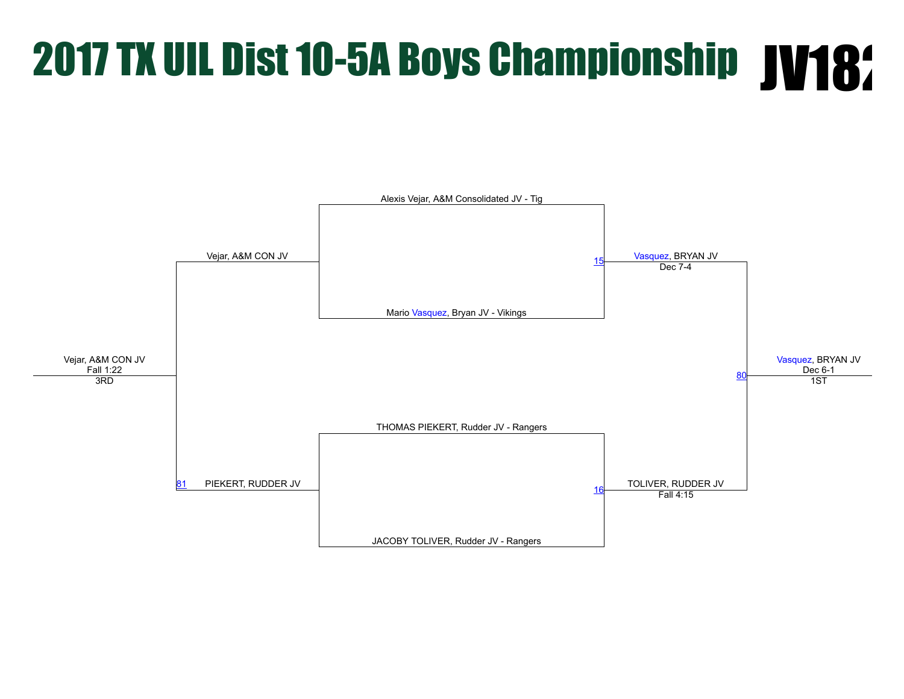# 2017 TX UIL Dist 10-5A Boys Championship JV182

Alexis Vejar, A&M Consolidated JV - Tig

Mario Vasquez, Bryan JV - Vikings

15 Vasquez, BRYAN JV
Dec 7-4

THOMAS PIEKERT, Rudder JV - Rangers

JACOBY TOLIVER, Rudder JV - Rangers

16 TOLIVER, RUDDER JV
Fall 4:15

80 Vasquez, BRYAN JV
Dec 6-1
1ST

Vejar, A&M CON JV

81 PIEKERT, RUDDER JV

Vejar, A&M CON JV
Fall 1:22
3RD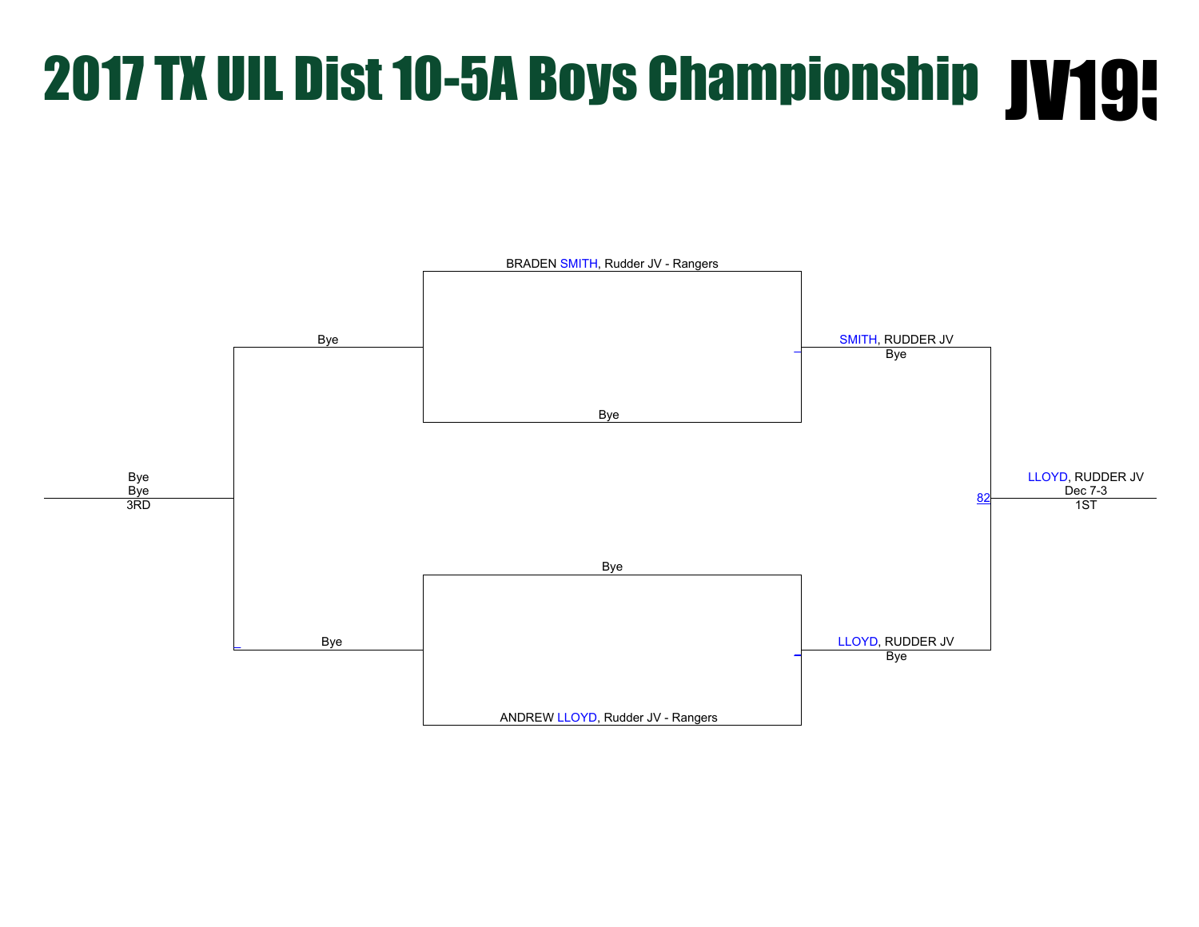# 2017 TX UIL Dist 10-5A Boys Championship JV19

BRADEN SMITH, Rudder JV - Rangers

Bye

Bye

SMITH, RUDDER JV
Bye

Bye
Bye
3RD

82

LLOYD, RUDDER JV
Dec 7-3
1ST

Bye

Bye

LLOYD, RUDDER JV
Bye

ANDREW LLOYD, Rudder JV - Rangers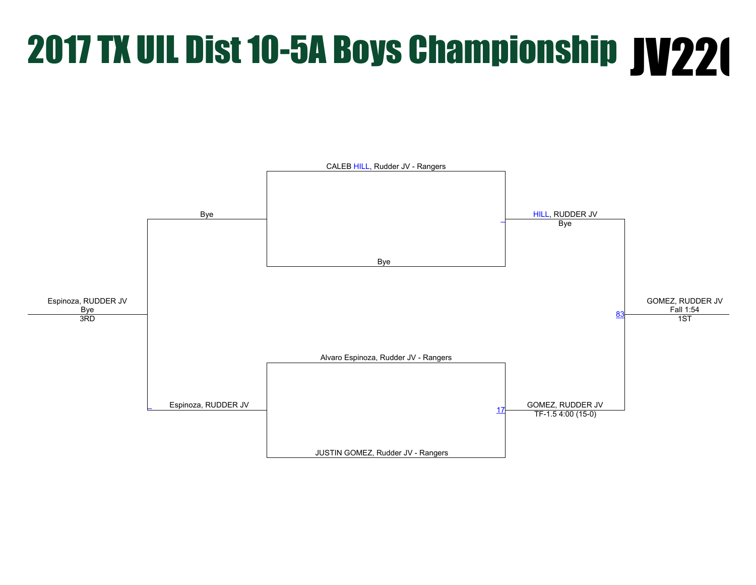# 2017 TX UIL Dist 10-5A Boys Championship JV22(

CALEB HILL, Rudder JV - Rangers

Bye

Bye

HILL, RUDDER JV
Bye

Espinoza, RUDDER JV
Bye
3RD

83

GOMEZ, RUDDER JV
Fall 1:54
1ST

Alvaro Espinoza, Rudder JV - Rangers

Espinoza, RUDDER JV

17

GOMEZ, RUDDER JV
TF-1.5 4:00 (15-0)

JUSTIN GOMEZ, Rudder JV - Rangers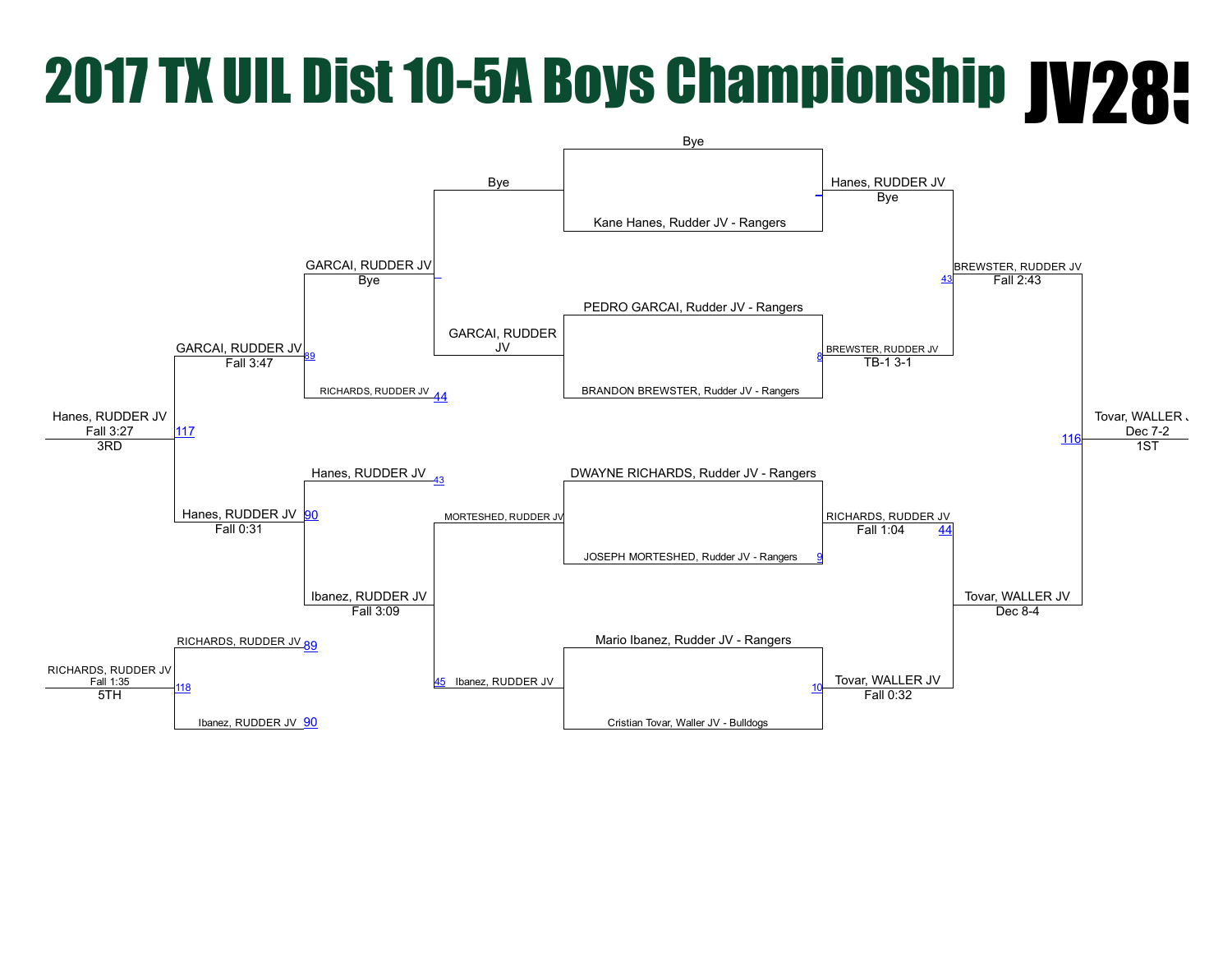# 2017 TX UIL Dist 10-5A Boys Championship JV28!

Bye

Kane Hanes, Rudder JV - Rangers

Hanes, RUDDER JV
Bye

Bye

GARCAI, RUDDER JV
Bye

PEDRO GARCAI, Rudder JV - Rangers

BRANDON BREWSTER, Rudder JV - Rangers

GARCAI, RUDDER JV

BREWSTER, RUDDER JV
TB-1 3-1

8

BREWSTER, RUDDER JV
Fall 2:43

43

GARCAI, RUDDER JV
Fall 3:47

89

RICHARDS, RUDDER JV 44

Hanes, RUDDER JV
Fall 3:27
3RD

117

Tovar, WALLER J
Dec 7-2
1ST

116

Hanes, RUDDER JV 43

Hanes, RUDDER JV
Fall 0:31

90

DWAYNE RICHARDS, Rudder JV - Rangers

JOSEPH MORTESHED, Rudder JV - Rangers

9

MORTESHED, RUDDER JV

RICHARDS, RUDDER JV
Fall 1:04

44

Ibanez, RUDDER JV
Fall 3:09

Tovar, WALLER JV
Dec 8-4

RICHARDS, RUDDER JV 89

RICHARDS, RUDDER JV
Fall 1:35
5TH

118

Ibanez, RUDDER JV 90

Mario Ibanez, Rudder JV - Rangers

Cristian Tovar, Waller JV - Bulldogs

45 Ibanez, RUDDER JV

10

Tovar, WALLER JV
Fall 0:32